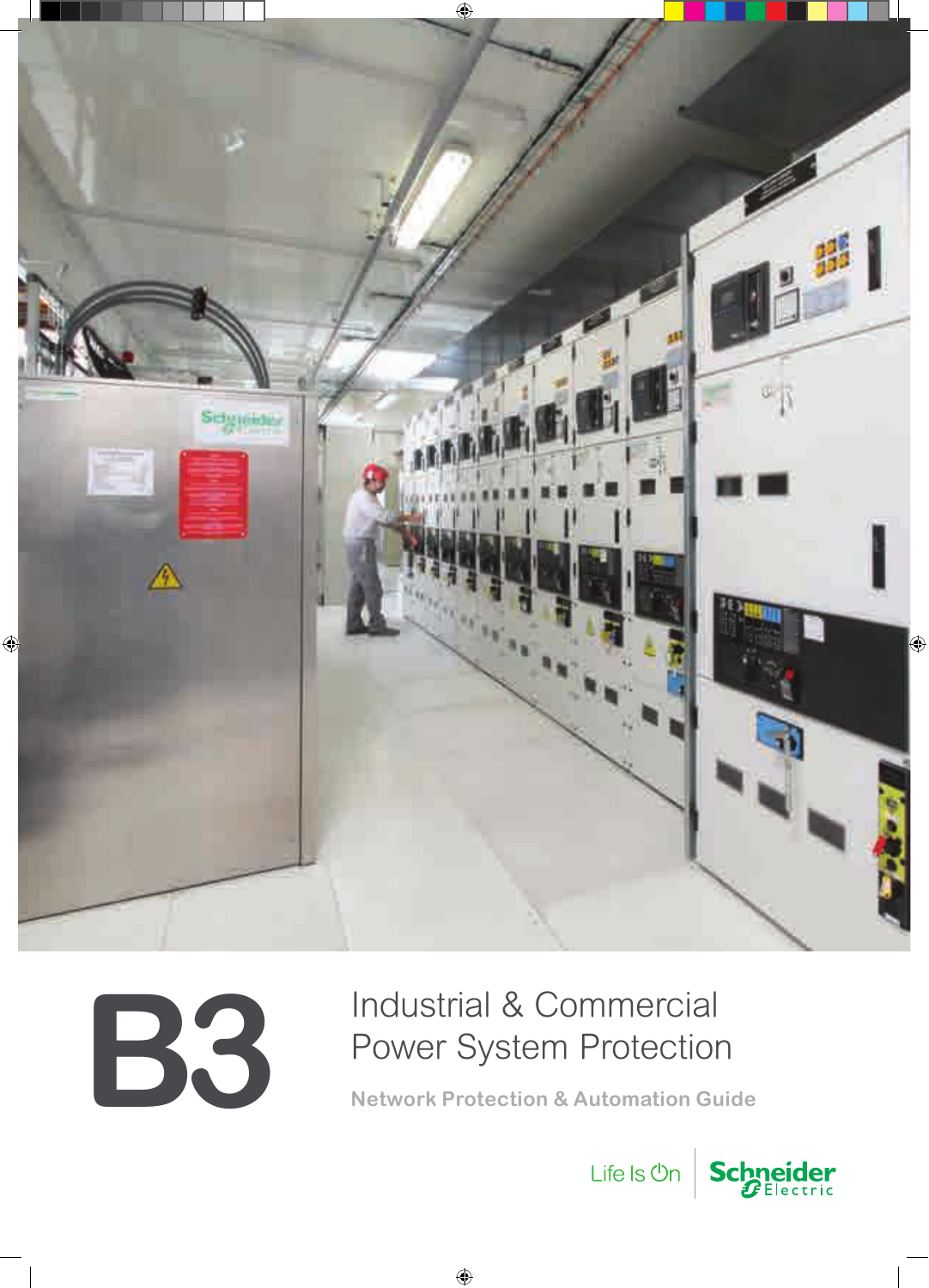# B3

## Industrial & Commercial Power System Protection

**Network Protection & Automation Guide**

Life Is On | Schneider Electric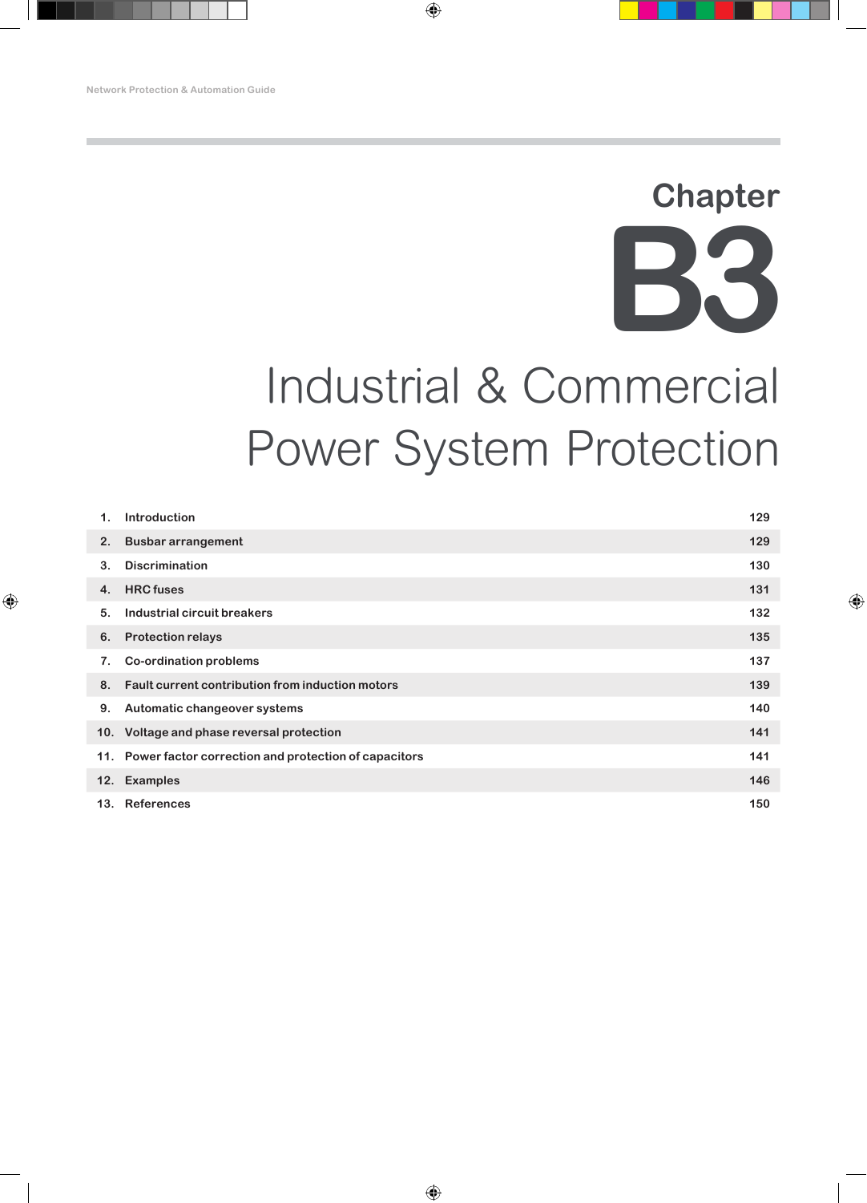# Chapter B3

# Industrial & Commercial Power System Protection

| | | |
|---|---|---|
| 1. | Introduction | 129 |
| 2. | Busbar arrangement | 129 |
| 3. | Discrimination | 130 |
| 4. | HRC fuses | 131 |
| 5. | Industrial circuit breakers | 132 |
| 6. | Protection relays | 135 |
| 7. | Co-ordination problems | 137 |
| 8. | Fault current contribution from induction motors | 139 |
| 9. | Automatic changeover systems | 140 |
| 10. | Voltage and phase reversal protection | 141 |
| 11. | Power factor correction and protection of capacitors | 141 |
| 12. | Examples | 146 |
| 13. | References | 150 |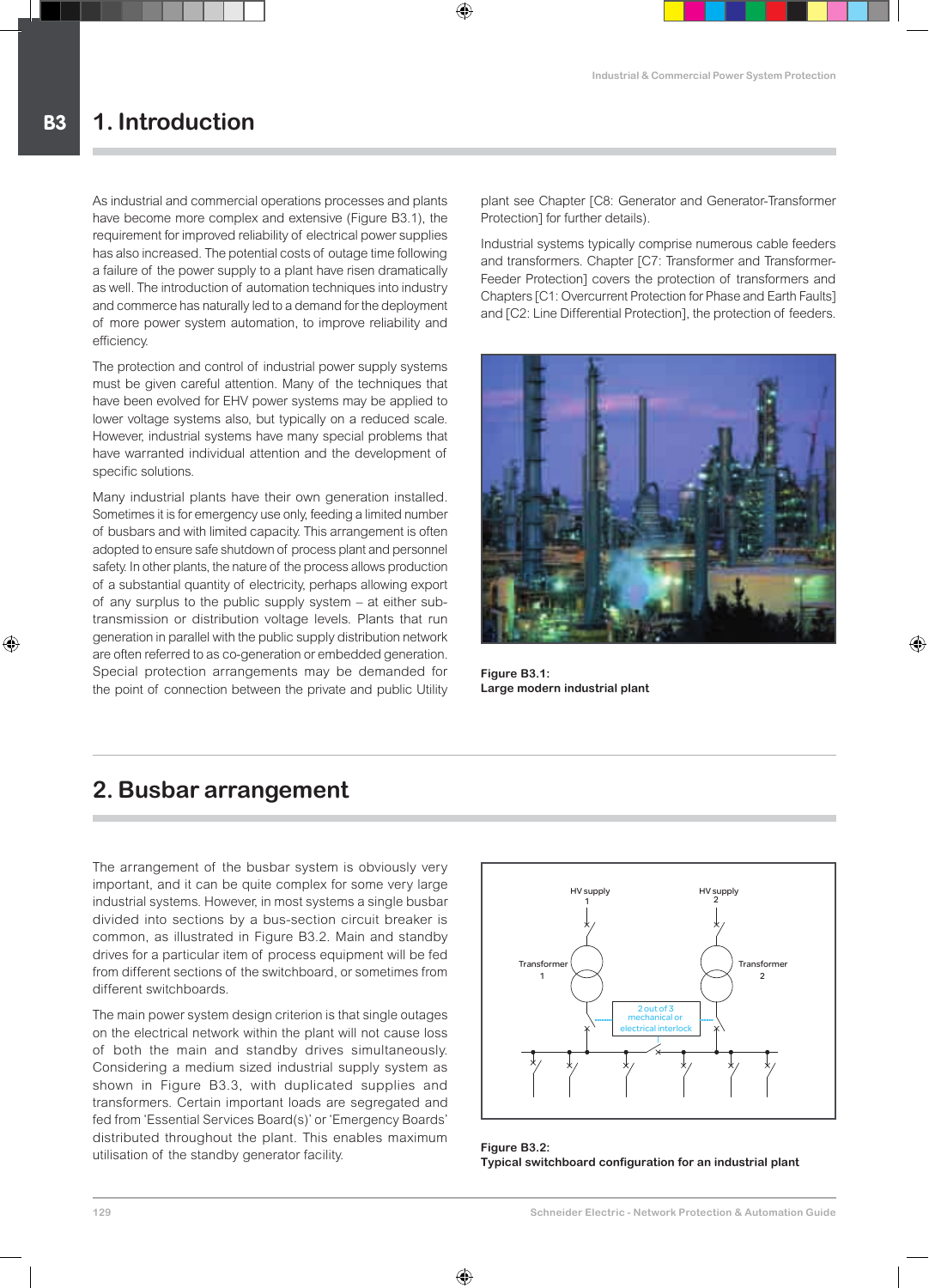# 1. Introduction

As industrial and commercial operations processes and plants have become more complex and extensive (Figure B3.1), the requirement for improved reliability of electrical power supplies has also increased. The potential costs of outage time following a failure of the power supply to a plant have risen dramatically as well. The introduction of automation techniques into industry and commerce has naturally led to a demand for the deployment of more power system automation, to improve reliability and efficiency.

The protection and control of industrial power supply systems must be given careful attention. Many of the techniques that have been evolved for EHV power systems may be applied to lower voltage systems also, but typically on a reduced scale. However, industrial systems have many special problems that have warranted individual attention and the development of specific solutions.

Many industrial plants have their own generation installed. Sometimes it is for emergency use only, feeding a limited number of busbars and with limited capacity. This arrangement is often adopted to ensure safe shutdown of process plant and personnel safety. In other plants, the nature of the process allows production of a substantial quantity of electricity, perhaps allowing export of any surplus to the public supply system – at either sub-transmission or distribution voltage levels. Plants that run generation in parallel with the public supply distribution network are often referred to as co-generation or embedded generation. Special protection arrangements may be demanded for the point of connection between the private and public Utility plant see Chapter [C8: Generator and Generator-Transformer Protection] for further details).

Industrial systems typically comprise numerous cable feeders and transformers. Chapter [C7: Transformer and Transformer-Feeder Protection] covers the protection of transformers and Chapters [C1: Overcurrent Protection for Phase and Earth Faults] and [C2: Line Differential Protection], the protection of feeders.

**Figure B3.1: Large modern industrial plant**

# 2. Busbar arrangement

The arrangement of the busbar system is obviously very important, and it can be quite complex for some very large industrial systems. However, in most systems a single busbar divided into sections by a bus-section circuit breaker is common, as illustrated in Figure B3.2. Main and standby drives for a particular item of process equipment will be fed from different sections of the switchboard, or sometimes from different substations.

The main power system design criterion is that single outages on the electrical network within the plant will not cause loss of both the main and standby drives simultaneously. Considering a medium sized industrial supply system as shown in Figure B3.3, with duplicated supplies and transformers. Certain important loads are segregated and fed from 'Essential Services Board(s)' or 'Emergency Boards' distributed throughout the plant. This enables maximum utilisation of the standby generator facility.

HV supply 1

HV supply 2

Transformer 1

Transformer 2

2 out of 3 mechanical or electrical interlock

**Figure B3.2: Typical switchboard configuration for an industrial plant**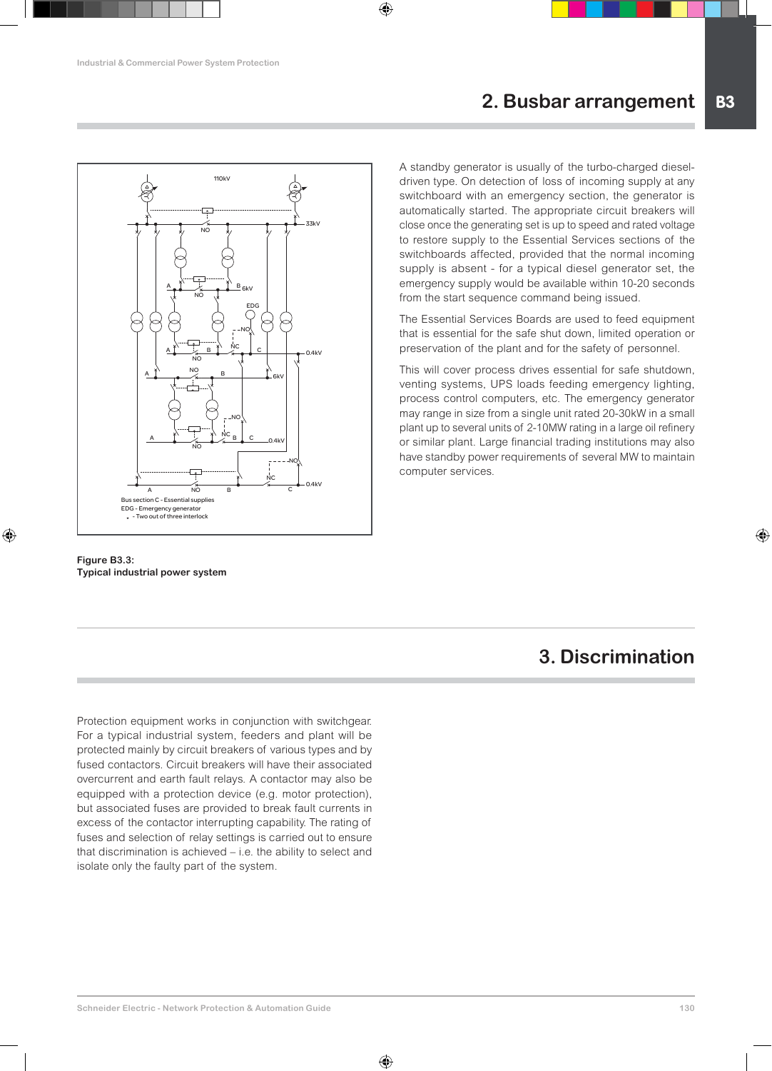## 2. Busbar arrangement

110kV

33kV

NO

A

B

6kV

NO

EDG

NO

A

B

NC

C

0.4kV

NO

A

NO

B

6kV

NO

A

NC

B

C

0.4kV

NO

NO

NC

A

NO

B

C

0.4kV

Bus section C - Essential supplies

EDG - Emergency generator

\* - Two out of three interlock

**Figure B3.3: Typical industrial power system**

A standby generator is usually of the turbo-charged diesel-driven type. On detection of loss of incoming supply at any switchboard with an emergency section, the generator is automatically started. The appropriate circuit breakers will close once the generating set is up to speed and rated voltage to restore supply to the Essential Services sections of the switchboards affected, provided that the normal incoming supply is absent - for a typical diesel generator set, the emergency supply would be available within 10-20 seconds from the start sequence command being issued.

The Essential Services Boards are used to feed equipment that is essential for the safe shut down, limited operation or preservation of the plant and for the safety of personnel.

This will cover process drives essential for safe shutdown, venting systems, UPS loads feeding emergency lighting, process control computers, etc. The emergency generator may range in size from a single unit rated 20-30kW in a small plant up to several units of 2-10MW rating in a large oil refinery or similar plant. Large financial trading institutions may also have standby power requirements of several MW to maintain computer services.

## 3. Discrimination

Protection equipment works in conjunction with switchgear. For a typical industrial system, feeders and plant will be protected mainly by circuit breakers of various types and by fused contactors. Circuit breakers will have their associated overcurrent and earth fault relays. A contactor may also be equipped with a protection device (e.g. motor protection), but associated fuses are provided to break fault currents in excess of the contactor interrupting capability. The rating of fuses and selection of relay settings is carried out to ensure that discrimination is achieved – i.e. the ability to select and isolate only the faulty part of the system.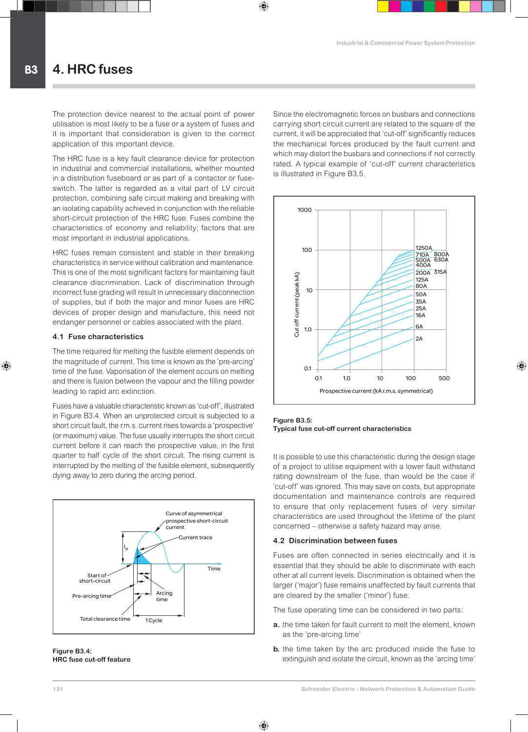# 4. HRC fuses

The protection device nearest to the actual point of power utilisation is most likely to be a fuse or a system of fuses and it is important that consideration is given to the correct application of this important device.

The HRC fuse is a key fault clearance device for protection in industrial and commercial installations, whether mounted in a distribution fuseboard or as part of a contactor or fuse-switch. The latter is regarded as a vital part of LV circuit protection, combining safe circuit making and breaking with an isolating capability achieved in conjunction with the reliable short-circuit protection of the HRC fuse. Fuses combine the characteristics of economy and reliability; factors that are most important in industrial applications.

HRC fuses remain consistent and stable in their breaking characteristics in service without calibration and maintenance. This is one of the most significant factors for maintaining fault clearance discrimination. Lack of discrimination through incorrect fuse grading will result in unnecessary disconnection of supplies, but if both the major and minor fuses are HRC devices of proper design and manufacture, this need not endanger personnel or cables associated with the plant.

## 4.1 Fuse characteristics

The time required for melting the fusible element depends on the magnitude of current. This time is known as the 'pre-arcing' time of the fuse. Vaporisation of the element occurs on melting and there is fusion between the vapour and the filling powder leading to rapid arc extinction.

Fuses have a valuable characteristic known as 'cut-off', illustrated in Figure B3.4. When an unprotected circuit is subjected to a short circuit fault, the r.m.s. current rises towards a 'prospective' (or maximum) value. The fuse usually interrupts the short circuit current before it can reach the prospective value, in the first quarter to half cycle of the short circuit. The rising current is interrupted by the melting of the fusible element, subsequently dying away to zero during the arcing period.

Curve of asymmetrical prospective short-circuit current

Current trace

$I_p$

Start of short-circuit

Time

Pre-arcing time

Arcing time

Total clearance time

1 Cycle

**Figure B3.4:**
**HRC fuse cut-off feature**

Since the electromagnetic forces on busbars and connections carrying short circuit current are related to the square of the current, it will be appreciated that 'cut-off' significantly reduces the mechanical forces produced by the fault current and which may distort the busbars and connections if not correctly rated. A typical example of 'cut-off' current characteristics is illustrated in Figure B3.5.

1000
100
10
1.0
0.1

Cut off current (peak kA)

1250A
710A 800A
500A 630A
400A
200A 315A
125A
80A
50A
35A
25A
16A
6A
2A

0.1 1.0 10 100 500

Prospective current (kA r.m.s. symmetrical)

**Figure B3.5:**
**Typical fuse cut-off current characteristics**

It is possible to use this characteristic during the design stage of a project to utilise equipment with a lower fault withstand rating downstream of the fuse, than would be the case if 'cut-off' was ignored. This may save on costs, but appropriate documentation and maintenance controls are required to ensure that only replacement fuses of very similar characteristics are used throughout the lifetime of the plant concerned – otherwise a safety hazard may arise.

## 4.2 Discrimination between fuses

Fuses are often connected in series electrically and it is essential that they should be able to discriminate with each other at all current levels. Discrimination is obtained when the larger ('major') fuse remains unaffected by fault currents that are cleared by the smaller ('minor') fuse.

The fuse operating time can be considered in two parts:

**a.** the time taken for fault current to melt the element, known as the 'pre-arcing time'

**b.** the time taken by the arc produced inside the fuse to extinguish and isolate the circuit, known as the 'arcing time'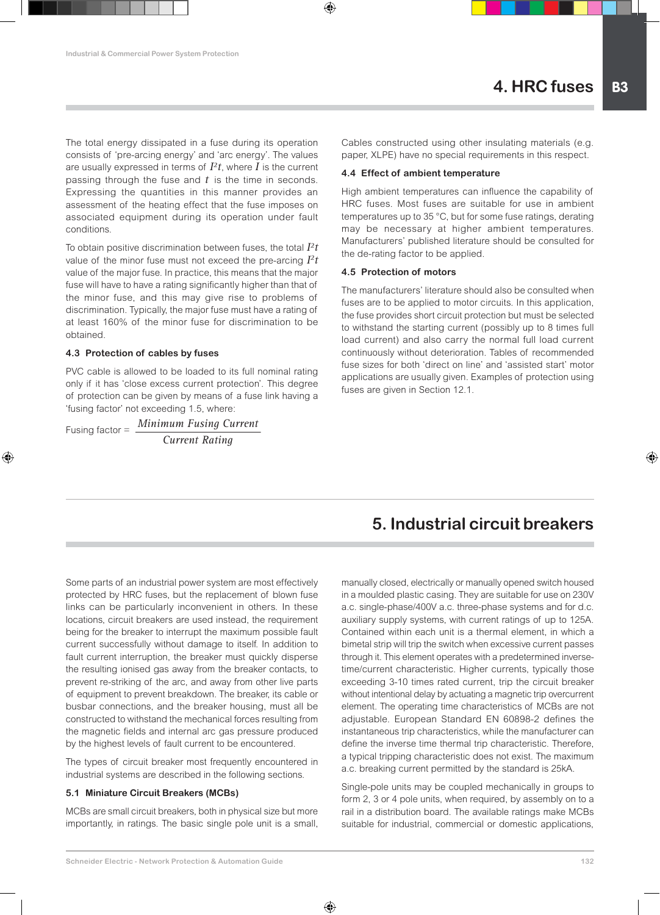## 4. HRC fuses

The total energy dissipated in a fuse during its operation consists of 'pre-arcing energy' and 'arc energy'. The values are usually expressed in terms of $I^2t$, where $I$ is the current passing through the fuse and $t$ is the time in seconds. Expressing the quantities in this manner provides an assessment of the heating effect that the fuse imposes on associated equipment during its operation under fault conditions.

To obtain positive discrimination between fuses, the total $I^2t$ value of the minor fuse must not exceed the pre-arcing $I^2t$ value of the major fuse. In practice, this means that the major fuse will have to have a rating significantly higher than that of the minor fuse, and this may give rise to problems of discrimination. Typically, the major fuse must have a rating of at least 160% of the minor fuse for discrimination to be obtained.

### 4.3 Protection of cables by fuses

PVC cable is allowed to be loaded to its full nominal rating only if it has 'close excess current protection'. This degree of protection can be given by means of a fuse link having a 'fusing factor' not exceeding 1.5, where:

$$\text{Fusing factor} = \frac{\textit{Minimum Fusing Current}}{\textit{Current Rating}}$$

Cables constructed using other insulating materials (e.g. paper, XLPE) have no special requirements in this respect.

### 4.4 Effect of ambient temperature

High ambient temperatures can influence the capability of HRC fuses. Most fuses are suitable for use in ambient temperatures up to 35 °C, but for some fuse ratings, derating may be necessary at higher ambient temperatures. Manufacturers' published literature should be consulted for the de-rating factor to be applied.

### 4.5 Protection of motors

The manufacturers' literature should also be consulted when fuses are to be applied to motor circuits. In this application, the fuse provides short circuit protection but must be selected to withstand the starting current (possibly up to 8 times full load current) and also carry the normal full load current continuously without deterioration. Tables of recommended fuse sizes for both 'direct on line' and 'assisted start' motor applications are usually given. Examples of protection using fuses are given in Section 12.1.

## 5. Industrial circuit breakers

Some parts of an industrial power system are most effectively protected by HRC fuses, but the replacement of blown fuse links can be particularly inconvenient in others. In these locations, circuit breakers are used instead, the requirement being for the breaker to interrupt the maximum possible fault current successfully without damage to itself. In addition to fault current interruption, the breaker must quickly disperse the resulting ionised gas away from the breaker contacts, to prevent re-striking of the arc, and away from other live parts of equipment to prevent breakdown. The breaker, its cable or busbar connections, and the breaker housing, must all be constructed to withstand the mechanical forces resulting from the magnetic fields and internal arc gas pressure produced by the highest levels of fault current to be encountered.

The types of circuit breaker most frequently encountered in industrial systems are described in the following sections.

### 5.1 Miniature Circuit Breakers (MCBs)

MCBs are small circuit breakers, both in physical size but more importantly, in ratings. The basic single pole unit is a small, manually closed, electrically or manually opened switch housed in a moulded plastic casing. They are suitable for use on 230V a.c. single-phase/400V a.c. three-phase systems and for d.c. auxiliary supply systems, with current ratings of up to 125A. Contained within each unit is a thermal element, in which a bimetal strip will trip the switch when excessive current passes through it. This element operates with a predetermined inverse-time/current characteristic. Higher currents, typically those exceeding 3-10 times rated current, trip the circuit breaker without intentional delay by actuating a magnetic trip overcurrent element. The operating time characteristics of MCBs are not adjustable. European Standard EN 60898-2 defines the instantaneous trip characteristics, while the manufacturer can define the inverse time thermal trip characteristic. Therefore, a typical tripping characteristic does not exist. The maximum a.c. breaking current permitted by the standard is 25kA.

Single-pole units may be coupled mechanically in groups to form 2, 3 or 4 pole units, when required, by assembly on to a rail in a distribution board. The available ratings make MCBs suitable for industrial, commercial or domestic applications,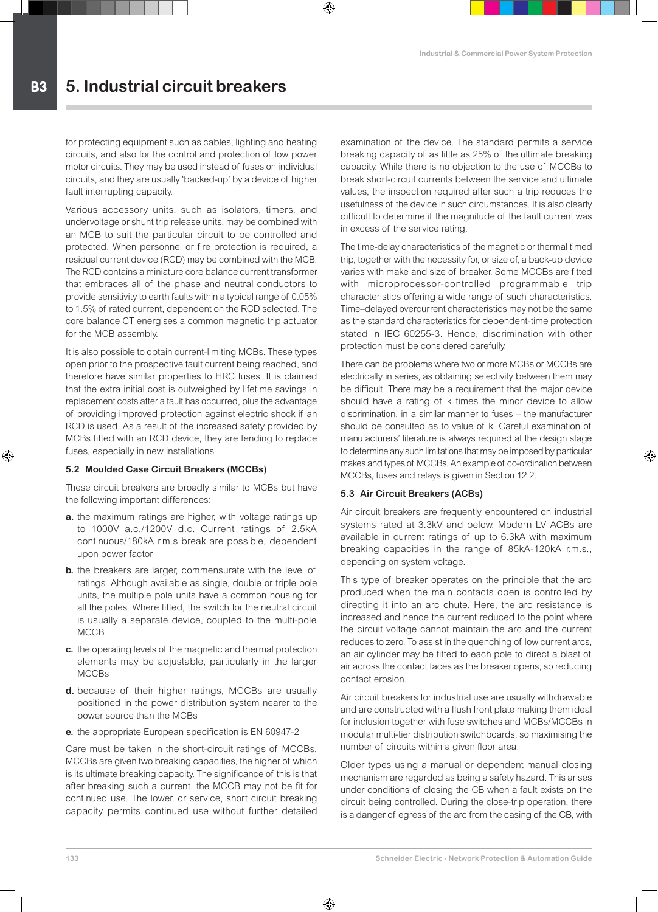for protecting equipment such as cables, lighting and heating circuits, and also for the control and protection of low power motor circuits. They may be used instead of fuses on individual circuits, and they are usually 'backed-up' by a device of higher fault interrupting capacity.

Various accessory units, such as isolators, timers, and undervoltage or shunt trip release units, may be combined with an MCB to suit the particular circuit to be controlled and protected. When personnel or fire protection is required, a residual current device (RCD) may be combined with the MCB. The RCD contains a miniature core balance current transformer that embraces all of the phase and neutral conductors to provide sensitivity to earth faults within a typical range of 0.05% to 1.5% of rated current, dependent on the RCD selected. The core balance CT energises a common magnetic trip actuator for the MCB assembly.

It is also possible to obtain current-limiting MCBs. These types open prior to the prospective fault current being reached, and therefore have similar properties to HRC fuses. It is claimed that the extra initial cost is outweighed by lifetime savings in replacement costs after a fault has occurred, plus the advantage of providing improved protection against electric shock if an RCD is used. As a result of the increased safety provided by MCBs fitted with an RCD device, they are tending to replace fuses, especially in new installations.

### 5.2 Moulded Case Circuit Breakers (MCCBs)

These circuit breakers are broadly similar to MCBs but have the following important differences:

**a.** the maximum ratings are higher, with voltage ratings up to 1000V a.c./1200V d.c. Current ratings of 2.5kA continuous/180kA r.m.s break are possible, dependent upon power factor

**b.** the breakers are larger, commensurate with the level of ratings. Although available as single, double or triple pole units, the multiple pole units have a common housing for all the poles. Where fitted, the switch for the neutral circuit is usually a separate device, coupled to the multi-pole MCCB

**c.** the operating levels of the magnetic and thermal protection elements may be adjustable, particularly in the larger MCCBs

**d.** because of their higher ratings, MCCBs are usually positioned in the power distribution system nearer to the power source than the MCBs

**e.** the appropriate European specification is EN 60947-2

Care must be taken in the short-circuit ratings of MCCBs. MCCBs are given two breaking capacities, the higher of which is its ultimate breaking capacity. The significance of this is that after breaking such a current, the MCCB may not be fit for continued use. The lower, or service, short circuit breaking capacity permits continued use without further detailed examination of the device. The standard permits a service breaking capacity of as little as 25% of the ultimate breaking capacity. While there is no objection to the use of MCCBs to break short-circuit currents between the service and ultimate values, the inspection required after such a trip reduces the usefulness of the device in such circumstances. It is also clearly difficult to determine if the magnitude of the fault current was in excess of the service rating.

The time-delay characteristics of the magnetic or thermal timed trip, together with the necessity for, or size of, a back-up device varies with make and size of breaker. Some MCCBs are fitted with microprocessor-controlled programmable trip characteristics offering a wide range of such characteristics. Time–delayed overcurrent characteristics may not be the same as the standard characteristics for dependent-time protection stated in IEC 60255-3. Hence, discrimination with other protection must be considered carefully.

There can be problems where two or more MCBs or MCCBs are electrically in series, as obtaining selectivity between them may be difficult. There may be a requirement that the major device should have a rating of k times the minor device to allow discrimination, in a similar manner to fuses – the manufacturer should be consulted as to value of k. Careful examination of manufacturers' literature is always required at the design stage to determine any such limitations that may be imposed by particular makes and types of MCCBs. An example of co-ordination between MCCBs, fuses and relays is given in Section 12.2.

### 5.3 Air Circuit Breakers (ACBs)

Air circuit breakers are frequently encountered on industrial systems rated at 3.3kV and below. Modern LV ACBs are available in current ratings of up to 6.3kA with maximum breaking capacities in the range of 85kA-120kA r.m.s., depending on system voltage.

This type of breaker operates on the principle that the arc produced when the main contacts open is controlled by directing it into an arc chute. Here, the arc resistance is increased and hence the current reduced to the point where the circuit voltage cannot maintain the arc and the current reduces to zero. To assist in the quenching of low current arcs, an air cylinder may be fitted to each pole to direct a blast of air across the contact faces as the breaker opens, so reducing contact erosion.

Air circuit breakers for industrial use are usually withdrawable and are constructed with a flush front plate making them ideal for inclusion together with fuse switches and MCBs/MCCBs in modular multi-tier distribution switchboards, so maximising the number of circuits within a given floor area.

Older types using a manual or dependent manual closing mechanism are regarded as being a safety hazard. This arises under conditions of closing the CB when a fault exists on the circuit being controlled. During the close-trip operation, there is a danger of egress of the arc from the casing of the CB, with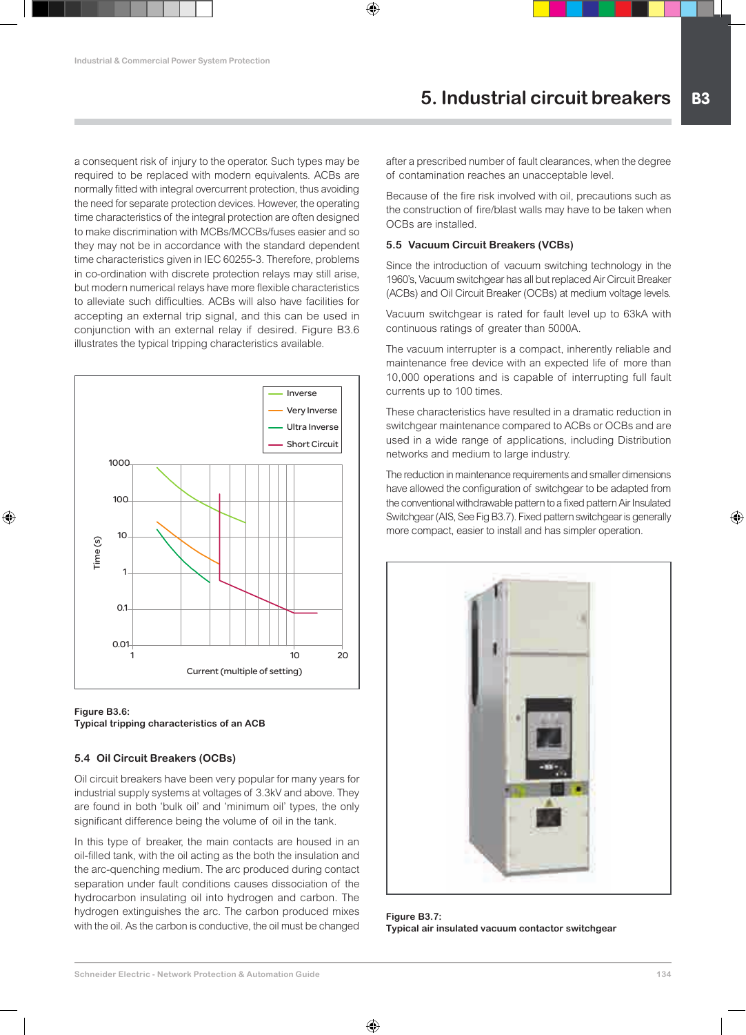## 5. Industrial circuit breakers

a consequent risk of injury to the operator. Such types may be required to be replaced with modern equivalents. ACBs are normally fitted with integral overcurrent protection, thus avoiding the need for separate protection devices. However, the operating time characteristics of the integral protection are often designed to make discrimination with MCBs/MCCBs/fuses easier and so they may not be in accordance with the standard dependent time characteristics given in IEC 60255-3. Therefore, problems in co-ordination with discrete protection relays may still arise, but modern numerical relays have more flexible characteristics to alleviate such difficulties. ACBs will also have facilities for accepting an external trip signal, and this can be used in conjunction with an external relay if desired. Figure B3.6 illustrates the typical tripping characteristics available.

**Figure B3.6:**
**Typical tripping characteristics of an ACB**

### 5.4 Oil Circuit Breakers (OCBs)

Oil circuit breakers have been very popular for many years for industrial supply systems at voltages of 3.3kV and above. They are found in both ‘bulk oil’ and ‘minimum oil’ types, the only significant difference being the volume of oil in the tank.

In this type of breaker, the main contacts are housed in an oil-filled tank, with the oil acting as the both the insulation and the arc-quenching medium. The arc produced during contact separation under fault conditions causes dissociation of the hydrocarbon insulating oil into hydrogen and carbon. The hydrogen extinguishes the arc. The carbon produced mixes with the oil. As the carbon is conductive, the oil must be changed after a prescribed number of fault clearances, when the degree of contamination reaches an unacceptable level.

Because of the fire risk involved with oil, precautions such as the construction of fire/blast walls may have to be taken when OCBs are installed.

### 5.5 Vacuum Circuit Breakers (VCBs)

Since the introduction of vacuum switching technology in the 1960’s, Vacuum switchgear has all but replaced Air Circuit Breaker (ACBs) and Oil Circuit Breaker (OCBs) at medium voltage levels.

Vacuum switchgear is rated for fault level up to 63kA with continuous ratings of greater than 5000A.

The vacuum interrupter is a compact, inherently reliable and maintenance free device with an expected life of more than 10,000 operations and is capable of interrupting full fault currents up to 100 times.

These characteristics have resulted in a dramatic reduction in switchgear maintenance compared to ACBs or OCBs and are used in a wide range of applications, including Distribution networks and medium to large industry.

The reduction in maintenance requirements and smaller dimensions have allowed the configuration of switchgear to be adapted from the conventional withdrawable pattern to a fixed pattern Air Insulated Switchgear (AIS, See Fig B3.7). Fixed pattern switchgear is generally more compact, easier to install and has simpler operation.

**Figure B3.7:**
**Typical air insulated vacuum contactor switchgear**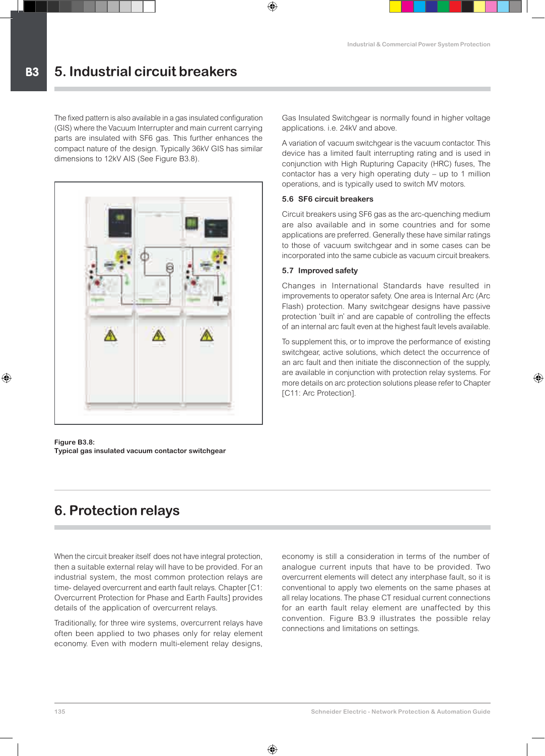# 5. Industrial circuit breakers

The fixed pattern is also available in a gas insulated configuration (GIS) where the Vacuum Interrupter and main current carrying parts are insulated with SF6 gas. This further enhances the compact nature of the design. Typically 36kV GIS has similar dimensions to 12kV AIS (See Figure B3.8).

**Figure B3.8: Typical gas insulated vacuum contactor switchgear**

Gas Insulated Switchgear is normally found in higher voltage applications. i.e. 24kV and above.

A variation of vacuum switchgear is the vacuum contactor. This device has a limited fault interrupting rating and is used in conjunction with High Rupturing Capacity (HRC) fuses, The contactor has a very high operating duty – up to 1 million operations, and is typically used to switch MV motors.

### 5.6 SF6 circuit breakers

Circuit breakers using SF6 gas as the arc-quenching medium are also available and in some countries and for some applications are preferred. Generally these have similar ratings to those of vacuum switchgear and in some cases can be incorporated into the same cubicle as vacuum circuit breakers.

### 5.7 Improved safety

Changes in International Standards have resulted in improvements to operator safety. One area is Internal Arc (Arc Flash) protection. Many switchgear designs have passive protection 'built in' and are capable of controlling the effects of an internal arc fault even at the highest fault levels available.

To supplement this, or to improve the performance of existing switchgear, active solutions, which detect the occurrence of an arc fault and then initiate the disconnection of the supply, are available in conjunction with protection relay systems. For more details on arc protection solutions please refer to Chapter [C11: Arc Protection].

# 6. Protection relays

When the circuit breaker itself does not have integral protection, then a suitable external relay will have to be provided. For an industrial system, the most common protection relays are time- delayed overcurrent and earth fault relays. Chapter [C1: Overcurrent Protection for Phase and Earth Faults] provides details of the application of overcurrent relays.

Traditionally, for three wire systems, overcurrent relays have often been applied to two phases only for relay element economy. Even with modern multi-element relay designs, economy is still a consideration in terms of the number of analogue current inputs that have to be provided. Two overcurrent elements will detect any interphase fault, so it is conventional to apply two elements on the same phases at all relay locations. The phase CT residual current connections for an earth fault relay element are unaffected by this convention. Figure B3.9 illustrates the possible relay connections and limitations on settings.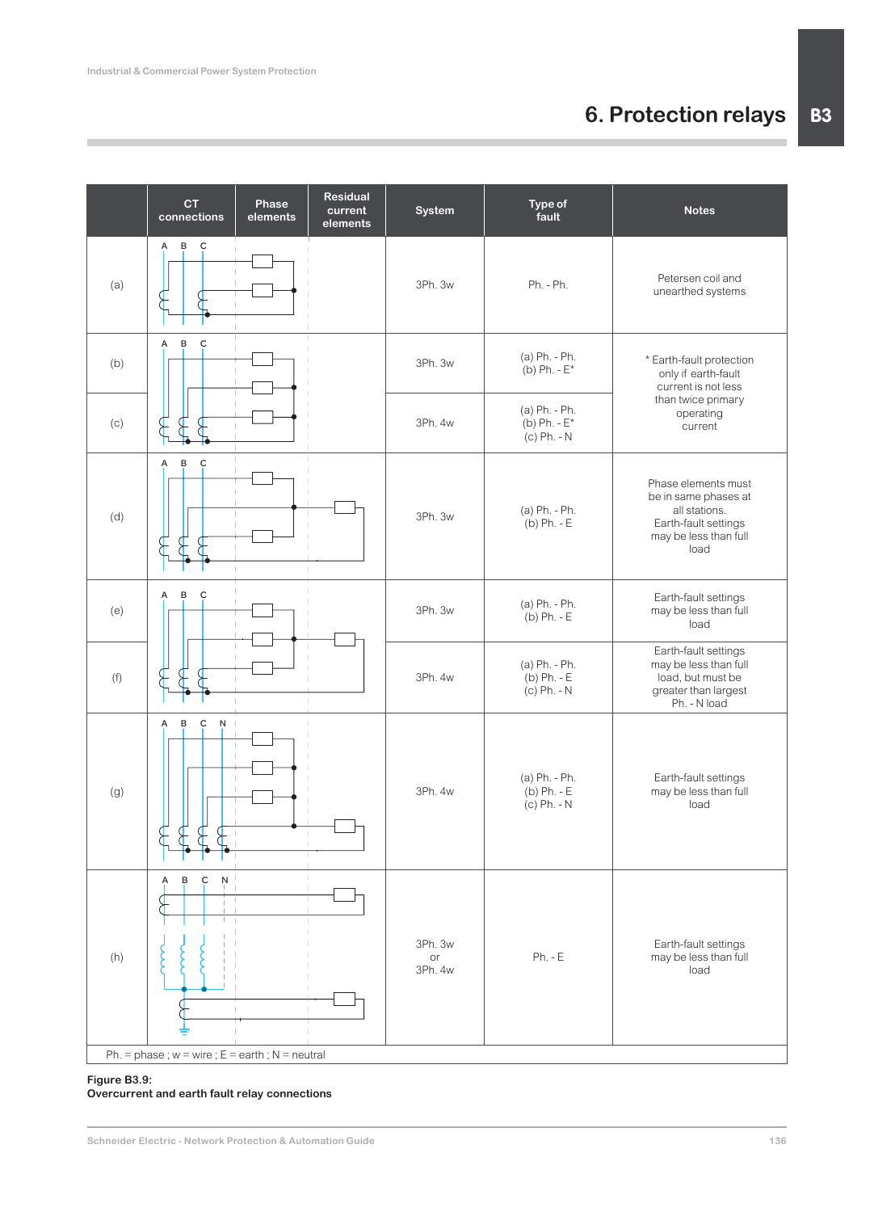# 6. Protection relays

| | CT connections | Phase elements | Residual current elements | System | Type of fault | Notes |
|---|---|---|---|---|---|---|
| (a) | A B C | | | 3Ph. 3w | Ph. - Ph. | Petersen coil and unearthed systems |
| (b) | A B C | | | 3Ph. 3w | (a) Ph. - Ph.<br>(b) Ph. - E* | * Earth-fault protection only if earth-fault current is not less than twice primary operating current |
| (c) | | | | 3Ph. 4w | (a) Ph. - Ph.<br>(b) Ph. - E*<br>(c) Ph. - N | |
| (d) | A B C | | | 3Ph. 3w | (a) Ph. - Ph.<br>(b) Ph. - E | Phase elements must be in same phases at all stations. Earth-fault settings may be less than full load |
| (e) | A B C | | | 3Ph. 3w | (a) Ph. - Ph.<br>(b) Ph. - E | Earth-fault settings may be less than full load |
| (f) | | | | 3Ph. 4w | (a) Ph. - Ph.<br>(b) Ph. - E<br>(c) Ph. - N | Earth-fault settings may be less than full load, but must be greater than largest Ph. - N load |
| (g) | A B C N | | | 3Ph. 4w | (a) Ph. - Ph.<br>(b) Ph. - E<br>(c) Ph. - N | Earth-fault settings may be less than full load |
| (h) | A B C N | | | 3Ph. 3w<br>or<br>3Ph. 4w | Ph. - E | Earth-fault settings may be less than full load |

Ph. = phase ; w = wire ; E = earth ; N = neutral

**Figure B3.9:**
**Overcurrent and earth fault relay connections**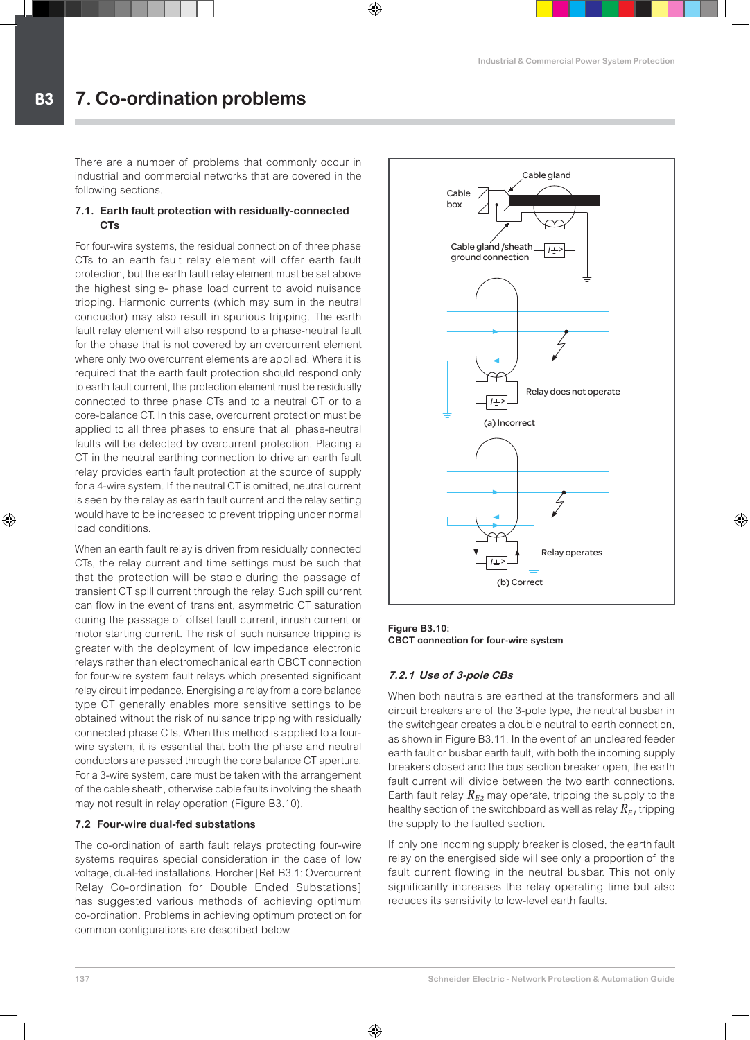# 7. Co-ordination problems

There are a number of problems that commonly occur in industrial and commercial networks that are covered in the following sections.

## 7.1. Earth fault protection with residually-connected CTs

For four-wire systems, the residual connection of three phase CTs to an earth fault relay element will offer earth fault protection, but the earth fault relay element must be set above the highest single- phase load current to avoid nuisance tripping. Harmonic currents (which may sum in the neutral conductor) may also result in spurious tripping. The earth fault relay element will also respond to a phase-neutral fault for the phase that is not covered by an overcurrent element where only two overcurrent elements are applied. Where it is required that the earth fault protection should respond only to earth fault current, the protection element must be residually connected to three phase CTs and to a neutral CT or to a core-balance CT. In this case, overcurrent protection must be applied to all three phases to ensure that all phase-neutral faults will be detected by overcurrent protection. Placing a CT in the neutral earthing connection to drive an earth fault relay provides earth fault protection at the source of supply for a 4-wire system. If the neutral CT is omitted, neutral current is seen by the relay as earth fault current and the relay setting would have to be increased to prevent tripping under normal load conditions.

When an earth fault relay is driven from residually connected CTs, the relay current and time settings must be such that that the protection will be stable during the passage of transient CT spill current through the relay. Such spill current can flow in the event of transient, asymmetric CT saturation during the passage of offset fault current, inrush current or motor starting current. The risk of such nuisance tripping is greater with the deployment of low impedance electronic relays rather than electromechanical earth CBCT connection for four-wire system fault relays which presented significant relay circuit impedance. Energising a relay from a core balance type CT generally enables more sensitive settings to be obtained without the risk of nuisance tripping with residually connected phase CTs. When this method is applied to a four-wire system, it is essential that both the phase and neutral conductors are passed through the core balance CT aperture. For a 3-wire system, care must be taken with the arrangement of the cable sheath, otherwise cable faults involving the sheath may not result in relay operation (Figure B3.10).

## 7.2 Four-wire dual-fed substations

The co-ordination of earth fault relays protecting four-wire systems requires special consideration in the case of low voltage, dual-fed installations. Horcher [Ref B3.1: Overcurrent Relay Co-ordination for Double Ended Substations] has suggested various methods of achieving optimum co-ordination. Problems in achieving optimum protection for common configurations are described below.

Cable gland

Cable box

Cable gland /sheath ground connection

Relay does not operate

(a) Incorrect

Relay operates

(b) Correct

**Figure B3.10: CBCT connection for four-wire system**

### *7.2.1 Use of 3-pole CBs*

When both neutrals are earthed at the transformers and all circuit breakers are of the 3-pole type, the neutral busbar in the switchgear creates a double neutral to earth connection, as shown in Figure B3.11. In the event of an uncleared feeder earth fault or busbar earth fault, with both the incoming supply breakers closed and the bus section breaker open, the earth fault current will divide between the two earth connections. Earth fault relay $R_{E2}$ may operate, tripping the supply to the healthy section of the switchboard as well as relay $R_{E1}$ tripping the supply to the faulted section.

If only one incoming supply breaker is closed, the earth fault relay on the energised side will see only a proportion of the fault current flowing in the neutral busbar. This not only significantly increases the relay operating time but also reduces its sensitivity to low-level earth faults.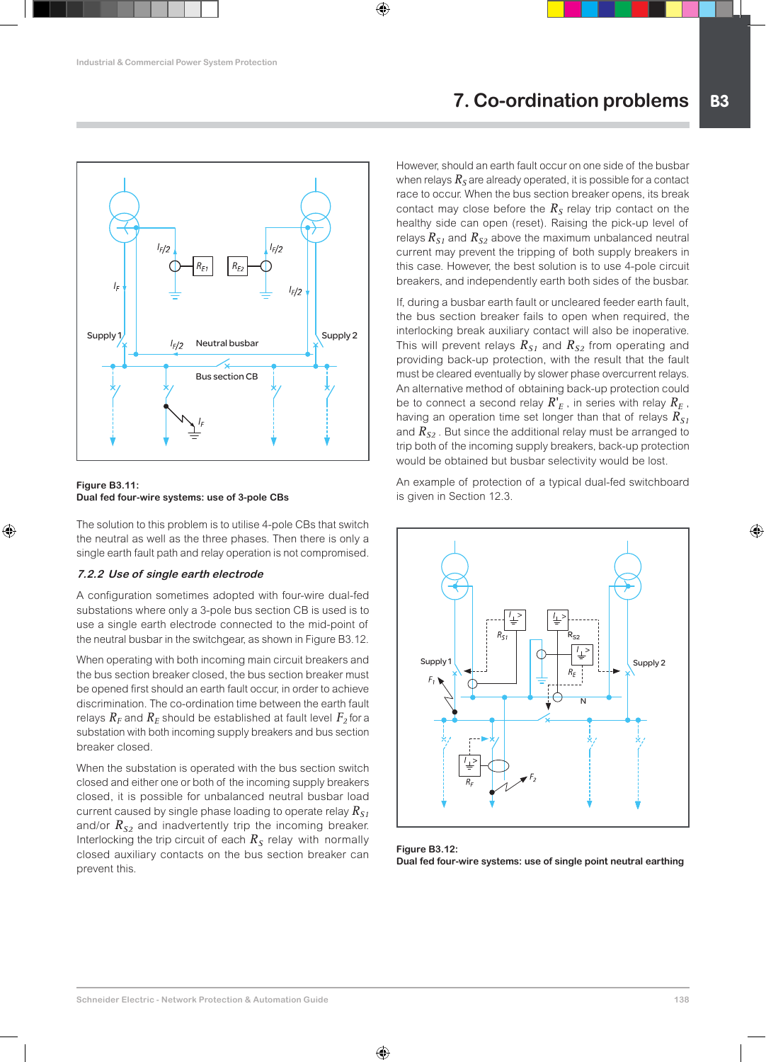Figure B3.11:
Dual fed four-wire systems: use of 3-pole CBs

The solution to this problem is to utilise 4-pole CBs that switch the neutral as well as the three phases. Then there is only a single earth fault path and relay operation is not compromised.

### *7.2.2 Use of single earth electrode*

A configuration sometimes adopted with four-wire dual-fed substations where only a 3-pole bus section CB is used is to use a single earth electrode connected to the mid-point of the neutral busbar in the switchgear, as shown in Figure B3.12.

When operating with both incoming main circuit breakers and the bus section breaker closed, the bus section breaker must be opened first should an earth fault occur, in order to achieve discrimination. The co-ordination time between the earth fault relays $R_F$ and $R_E$ should be established at fault level $F_2$ for a substation with both incoming supply breakers and bus section breaker closed.

When the substation is operated with the bus section switch closed and either one or both of the incoming supply breakers closed, it is possible for unbalanced neutral busbar load current caused by single phase loading to operate relay $R_{S1}$ and/or $R_{S2}$ and inadvertently trip the incoming breaker. Interlocking the trip circuit of each $R_S$ relay with normally closed auxiliary contacts on the bus section breaker can prevent this.

However, should an earth fault occur on one side of the busbar when relays $R_S$ are already operated, it is possible for a contact race to occur. When the bus section breaker opens, its break contact may close before the $R_S$ relay trip contact on the healthy side can open (reset). Raising the pick-up level of relays $R_{S1}$ and $R_{S2}$ above the maximum unbalanced neutral current may prevent the tripping of both supply breakers in this case. However, the best solution is to use 4-pole circuit breakers, and independently earth both sides of the busbar.

If, during a busbar earth fault or uncleared feeder earth fault, the bus section breaker fails to open when required, the interlocking break auxiliary contact will also be inoperative. This will prevent relays $R_{S1}$ and $R_{S2}$ from operating and providing back-up protection, with the result that the fault must be cleared eventually by slower phase overcurrent relays. An alternative method of obtaining back-up protection could be to connect a second relay $R'_E$, in series with relay $R_E$, having an operation time set longer than that of relays $R_{S1}$ and $R_{S2}$. But since the additional relay must be arranged to trip both of the incoming supply breakers, back-up protection would be obtained but busbar selectivity would be lost.

An example of protection of a typical dual-fed switchboard is given in Section 12.3.

Figure B3.12:
Dual fed four-wire systems: use of single point neutral earthing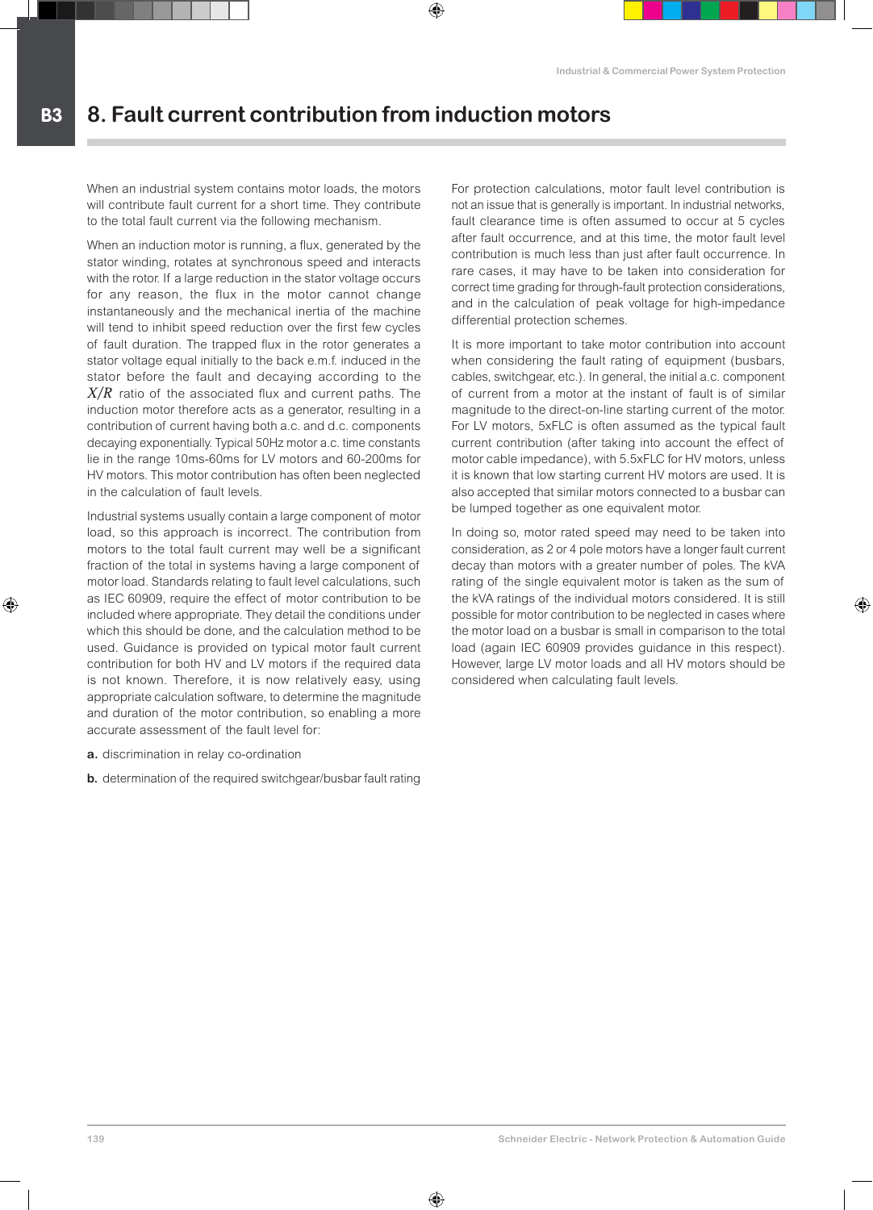# 8. Fault current contribution from induction motors

When an industrial system contains motor loads, the motors will contribute fault current for a short time. They contribute to the total fault current via the following mechanism.

When an induction motor is running, a flux, generated by the stator winding, rotates at synchronous speed and interacts with the rotor. If a large reduction in the stator voltage occurs for any reason, the flux in the motor cannot change instantaneously and the mechanical inertia of the machine will tend to inhibit speed reduction over the first few cycles of fault duration. The trapped flux in the rotor generates a stator voltage equal initially to the back e.m.f. induced in the stator before the fault and decaying according to the $X/R$ ratio of the associated flux and current paths. The induction motor therefore acts as a generator, resulting in a contribution of current having both a.c. and d.c. components decaying exponentially. Typical 50Hz motor a.c. time constants lie in the range 10ms-60ms for LV motors and 60-200ms for HV motors. This motor contribution has often been neglected in the calculation of fault levels.

Industrial systems usually contain a large component of motor load, so this approach is incorrect. The contribution from motors to the total fault current may well be a significant fraction of the total in systems having a large component of motor load. Standards relating to fault level calculations, such as IEC 60909, require the effect of motor contribution to be included where appropriate. They detail the conditions under which this should be done, and the calculation method to be used. Guidance is provided on typical motor fault current contribution for both HV and LV motors if the required data is not known. Therefore, it is now relatively easy, using appropriate calculation software, to determine the magnitude and duration of the motor contribution, so enabling a more accurate assessment of the fault level for:

**a.** discrimination in relay co-ordination

**b.** determination of the required switchgear/busbar fault rating

For protection calculations, motor fault level contribution is not an issue that is generally is important. In industrial networks, fault clearance time is often assumed to occur at 5 cycles after fault occurrence, and at this time, the motor fault level contribution is much less than just after fault occurrence. In rare cases, it may have to be taken into consideration for correct time grading for through-fault protection considerations, and in the calculation of peak voltage for high-impedance differential protection schemes.

It is more important to take motor contribution into account when considering the fault rating of equipment (busbars, cables, switchgear, etc.). In general, the initial a.c. component of current from a motor at the instant of fault is of similar magnitude to the direct-on-line starting current of the motor. For LV motors, 5xFLC is often assumed as the typical fault current contribution (after taking into account the effect of motor cable impedance), with 5.5xFLC for HV motors, unless it is known that low starting current HV motors are used. It is also accepted that similar motors connected to a busbar can be lumped together as one equivalent motor.

In doing so, motor rated speed may need to be taken into consideration, as 2 or 4 pole motors have a longer fault current decay than motors with a greater number of poles. The kVA rating of the single equivalent motor is taken as the sum of the kVA ratings of the individual motors considered. It is still possible for motor contribution to be neglected in cases where the motor load on a busbar is small in comparison to the total load (again IEC 60909 provides guidance in this respect). However, large LV motor loads and all HV motors should be considered when calculating fault levels.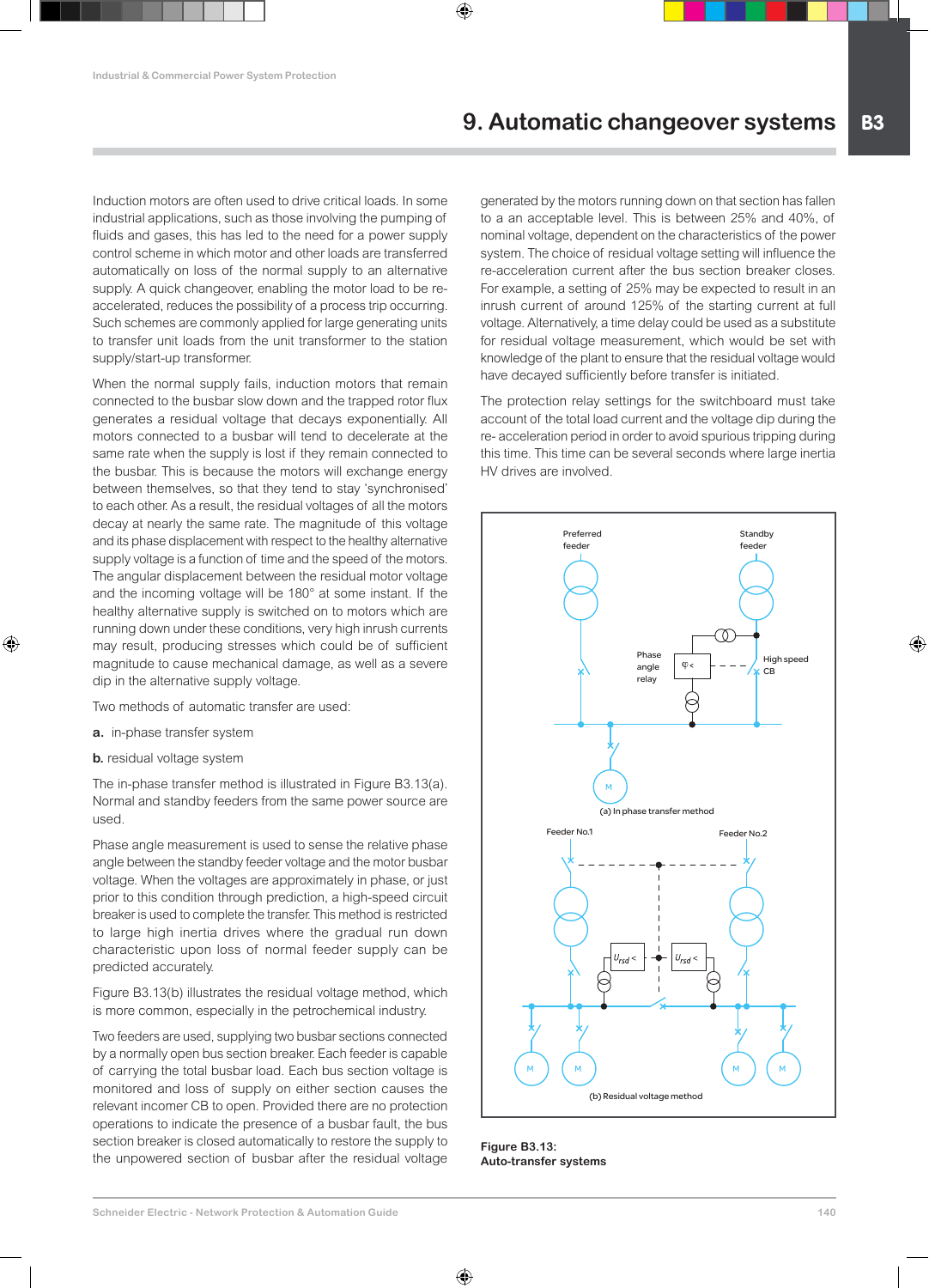# 9. Automatic changeover systems

Induction motors are often used to drive critical loads. In some industrial applications, such as those involving the pumping of fluids and gases, this has led to the need for a power supply control scheme in which motor and other loads are transferred automatically on loss of the normal supply to an alternative supply. A quick changeover, enabling the motor load to be re-accelerated, reduces the possibility of a process trip occurring. Such schemes are commonly applied for large generating units to transfer unit loads from the unit transformer to the station supply/start-up transformer.

When the normal supply fails, induction motors that remain connected to the busbar slow down and the trapped rotor flux generates a residual voltage that decays exponentially. All motors connected to a busbar will tend to decelerate at the same rate when the supply is lost if they remain connected to the busbar. This is because the motors will exchange energy between themselves, so that they tend to stay 'synchronised' to each other. As a result, the residual voltages of all the motors decay at nearly the same rate. The magnitude of this voltage and its phase displacement with respect to the healthy alternative supply voltage is a function of time and the speed of the motors. The angular displacement between the residual motor voltage and the incoming voltage will be 180° at some instant. If the healthy alternative supply is switched on to motors which are running down under these conditions, very high inrush currents may result, producing stresses which could be of sufficient magnitude to cause mechanical damage, as well as a severe dip in the alternative supply voltage.

Two methods of automatic transfer are used:

**a.** in-phase transfer system

**b.** residual voltage system

The in-phase transfer method is illustrated in Figure B3.13(a). Normal and standby feeders from the same power source are used.

Phase angle measurement is used to sense the relative phase angle between the standby feeder voltage and the motor busbar voltage. When the voltages are approximately in phase, or just prior to this condition through prediction, a high-speed circuit breaker is used to complete the transfer. This method is restricted to large high inertia drives where the gradual run down characteristic upon loss of normal feeder supply can be predicted accurately.

Figure B3.13(b) illustrates the residual voltage method, which is more common, especially in the petrochemical industry.

Two feeders are used, supplying two busbar sections connected by a normally open bus section breaker. Each feeder is capable of carrying the total busbar load. Each bus section voltage is monitored and loss of supply on either section causes the relevant incomer CB to open. Provided there are no protection operations to indicate the presence of a busbar fault, the bus section breaker is closed automatically to restore the supply to the unpowered section of busbar after the residual voltage generated by the motors running down on that section has fallen to a an acceptable level. This is between 25% and 40%, of nominal voltage, dependent on the characteristics of the power system. The choice of residual voltage setting will influence the re-acceleration current after the bus section breaker closes. For example, a setting of 25% may be expected to result in an inrush current of around 125% of the starting current at full voltage. Alternatively, a time delay could be used as a substitute for residual voltage measurement, which would be set with knowledge of the plant to ensure that the residual voltage would have decayed sufficiently before transfer is initiated.

The protection relay settings for the switchboard must take account of the total load current and the voltage dip during the re- acceleration period in order to avoid spurious tripping during this time. This time can be several seconds where large inertia HV drives are involved.

Preferred feeder

Standby feeder

Phase angle relay

$\varphi <$

High speed CB

M

(a) In phase transfer method

Feeder No.1

Feeder No.2

$U_{rsd} <$

$U_{rsd} <$

M M M M

(b) Residual voltage method

**Figure B3.13:**
**Auto-transfer systems**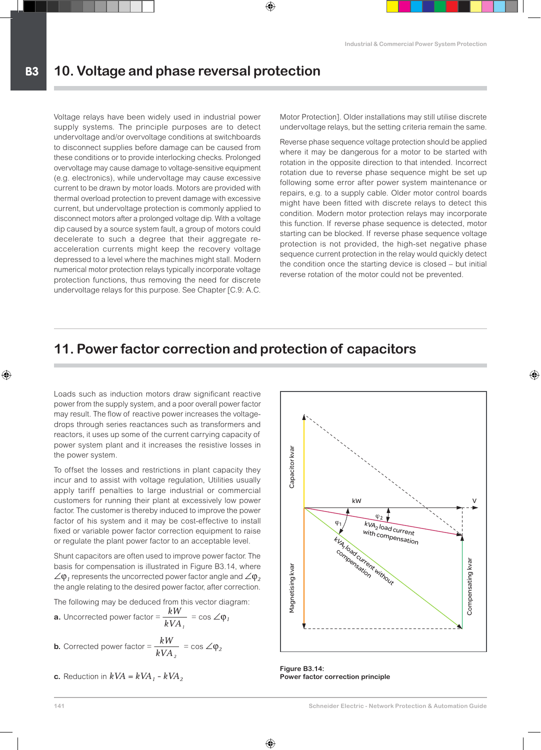# 10. Voltage and phase reversal protection

Voltage relays have been widely used in industrial power supply systems. The principle purposes are to detect undervoltage and/or overvoltage conditions at switchboards to disconnect supplies before damage can be caused from these conditions or to provide interlocking checks. Prolonged overvoltage may cause damage to voltage-sensitive equipment (e.g. electronics), while undervoltage may cause excessive current to be drawn by motor loads. Motors are provided with thermal overload protection to prevent damage with excessive current, but undervoltage protection is commonly applied to disconnect motors after a prolonged voltage dip. With a voltage dip caused by a source system fault, a group of motors could decelerate to such a degree that their aggregate re-acceleration currents might keep the recovery voltage depressed to a level where the machines might stall. Modern numerical motor protection relays typically incorporate voltage protection functions, thus removing the need for discrete undervoltage relays for this purpose. See Chapter [C.9: A.C. Motor Protection]. Older installations may still utilise discrete undervoltage relays, but the setting criteria remain the same.

Reverse phase sequence voltage protection should be applied where it may be dangerous for a motor to be started with rotation in the opposite direction to that intended. Incorrect rotation due to reverse phase sequence might be set up following some error after power system maintenance or repairs, e.g. to a supply cable. Older motor control boards might have been fitted with discrete relays to detect this condition. Modern motor protection relays may incorporate this function. If reverse phase sequence is detected, motor starting can be blocked. If reverse phase sequence voltage protection is not provided, the high-set negative phase sequence current protection in the relay would quickly detect the condition once the starting device is closed – but initial reverse rotation of the motor could not be prevented.

# 11. Power factor correction and protection of capacitors

Loads such as induction motors draw significant reactive power from the supply system, and a poor overall power factor may result. The flow of reactive power increases the voltage-drops through series reactances such as transformers and reactors, it uses up some of the current carrying capacity of power system plant and it increases the resistive losses in the power system.

To offset the losses and restrictions in plant capacity they incur and to assist with voltage regulation, Utilities usually apply tariff penalties to large industrial or commercial customers for running their plant at excessively low power factor. The customer is thereby induced to improve the power factor of his system and it may be cost-effective to install fixed or variable power factor correction equipment to raise or regulate the plant power factor to an acceptable level.

Shunt capacitors are often used to improve power factor. The basis for compensation is illustrated in Figure B3.14, where $\angle\varphi_1$ represents the uncorrected power factor angle and $\angle\varphi_2$ the angle relating to the desired power factor, after correction.

The following may be deduced from this vector diagram:

**a.** Uncorrected power factor = $\dfrac{kW}{kVA_1}$ = cos $\angle\varphi_1$

**b.** Corrected power factor = $\dfrac{kW}{kVA_2}$ = cos $\angle\varphi_2$

**c.** Reduction in $kVA = kVA_1 - kVA_2$

Capacitor kvar
kW
V
$\varphi_1$
$\varphi_2$
$kVA_2$ load current with compensation
$kVA_1$ load current without compensation
Magnetising kvar
Compensating kvar

**Figure B3.14:**
**Power factor correction principle**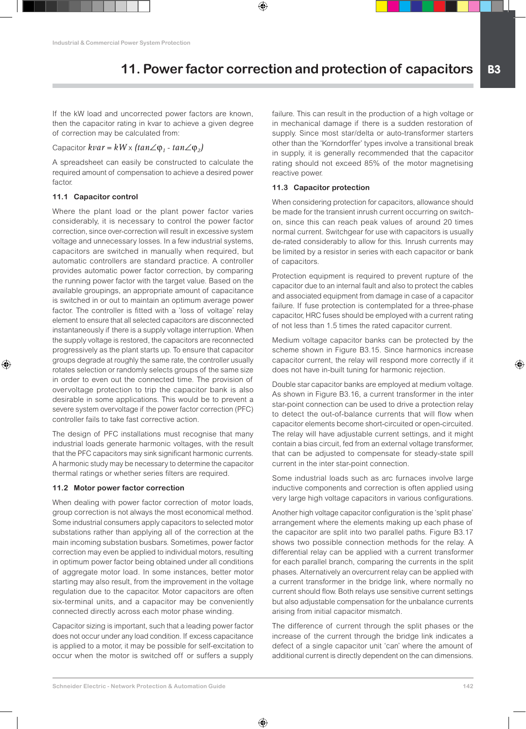# 11. Power factor correction and protection of capacitors

If the kW load and uncorrected power factors are known, then the capacitor rating in kvar to achieve a given degree of correction may be calculated from:

Capacitor $kvar = kW \times (tan\angle\varphi_1 - tan\angle\varphi_2)$

A spreadsheet can easily be constructed to calculate the required amount of compensation to achieve a desired power factor.

### 11.1 Capacitor control

Where the plant load or the plant power factor varies considerably, it is necessary to control the power factor correction, since over-correction will result in excessive system voltage and unnecessary losses. In a few industrial systems, capacitors are switched in manually when required, but automatic controllers are standard practice. A controller provides automatic power factor correction, by comparing the running power factor with the target value. Based on the available groupings, an appropriate amount of capacitance is switched in or out to maintain an optimum average power factor. The controller is fitted with a 'loss of voltage' relay element to ensure that all selected capacitors are disconnected instantaneously if there is a supply voltage interruption. When the supply voltage is restored, the capacitors are reconnected progressively as the plant starts up. To ensure that capacitor groups degrade at roughly the same rate, the controller usually rotates selection or randomly selects groups of the same size in order to even out the connected time. The provision of overvoltage protection to trip the capacitor bank is also desirable in some applications. This would be to prevent a severe system overvoltage if the power factor correction (PFC) controller fails to take fast corrective action.

The design of PFC installations must recognise that many industrial loads generate harmonic voltages, with the result that the PFC capacitors may sink significant harmonic currents. A harmonic study may be necessary to determine the capacitor thermal ratings or whether series filters are required.

### 11.2 Motor power factor correction

When dealing with power factor correction of motor loads, group correction is not always the most economical method. Some industrial consumers apply capacitors to selected motor substations rather than applying all of the correction at the main incoming substation busbars. Sometimes, power factor correction may even be applied to individual motors, resulting in optimum power factor being obtained under all conditions of aggregate motor load. In some instances, better motor starting may also result, from the improvement in the voltage regulation due to the capacitor. Motor capacitors are often six-terminal units, and a capacitor may be conveniently connected directly across each motor phase winding.

Capacitor sizing is important, such that a leading power factor does not occur under any load condition. If excess capacitance is applied to a motor, it may be possible for self-excitation to occur when the motor is switched off or suffers a supply failure. This can result in the production of a high voltage or in mechanical damage if there is a sudden restoration of supply. Since most star/delta or auto-transformer starters other than the 'Korndorffer' types involve a transitional break in supply, it is generally recommended that the capacitor rating should not exceed 85% of the motor magnetising reactive power.

### 11.3 Capacitor protection

When considering protection for capacitors, allowance should be made for the transient inrush current occurring on switch-on, since this can reach peak values of around 20 times normal current. Switchgear for use with capacitors is usually de-rated considerably to allow for this. Inrush currents may be limited by a resistor in series with each capacitor or bank of capacitors.

Protection equipment is required to prevent rupture of the capacitor due to an internal fault and also to protect the cables and associated equipment from damage in case of a capacitor failure. If fuse protection is contemplated for a three-phase capacitor, HRC fuses should be employed with a current rating of not less than 1.5 times the rated capacitor current.

Medium voltage capacitor banks can be protected by the scheme shown in Figure B3.15. Since harmonics increase capacitor current, the relay will respond more correctly if it does not have in-built tuning for harmonic rejection.

Double star capacitor banks are employed at medium voltage. As shown in Figure B3.16, a current transformer in the inter star-point connection can be used to drive a protection relay to detect the out-of-balance currents that will flow when capacitor elements become short-circuited or open-circuited. The relay will have adjustable current settings, and it might contain a bias circuit, fed from an external voltage transformer, that can be adjusted to compensate for steady-state spill current in the inter star-point connection.

Some industrial loads such as arc furnaces involve large inductive components and correction is often applied using very large high voltage capacitors in various configurations.

Another high voltage capacitor configuration is the 'split phase' arrangement where the elements making up each phase of the capacitor are split into two parallel paths. Figure B3.17 shows two possible connection methods for the relay. A differential relay can be applied with a current transformer for each parallel branch, comparing the currents in the split phases. Alternatively an overcurrent relay can be applied with a current transformer in the bridge link, where normally no current should flow. Both relays use sensitive current settings but also adjustable compensation for the unbalance currents arising from initial capacitor mismatch.

The difference of current through the split phases or the increase of the current through the bridge link indicates a defect of a single capacitor unit 'can' where the amount of additional current is directly dependent on the can dimensions.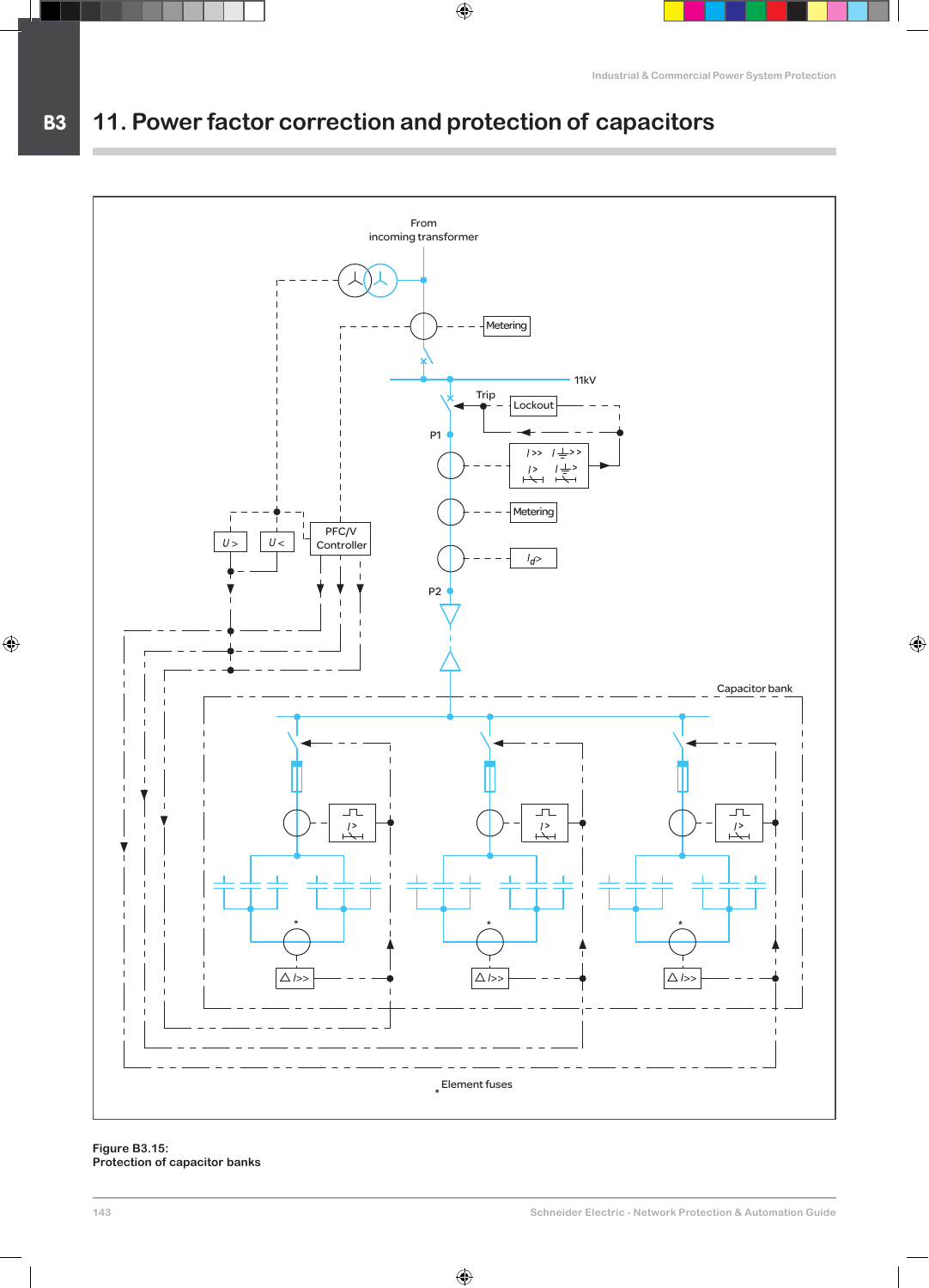# 11. Power factor correction and protection of capacitors

From
incoming transformer

Metering

11kV

Trip

Lockout

P1

$I>>$ $I_{\perp}>>$

$I>$ $I_{\perp}>$

Metering

$I_d>$

P2

$U>$ $U<$

PFC/V
Controller

Capacitor bank

$I>$

$\triangle I>>$

\* Element fuses

**Figure B3.15:**
**Protection of capacitor banks**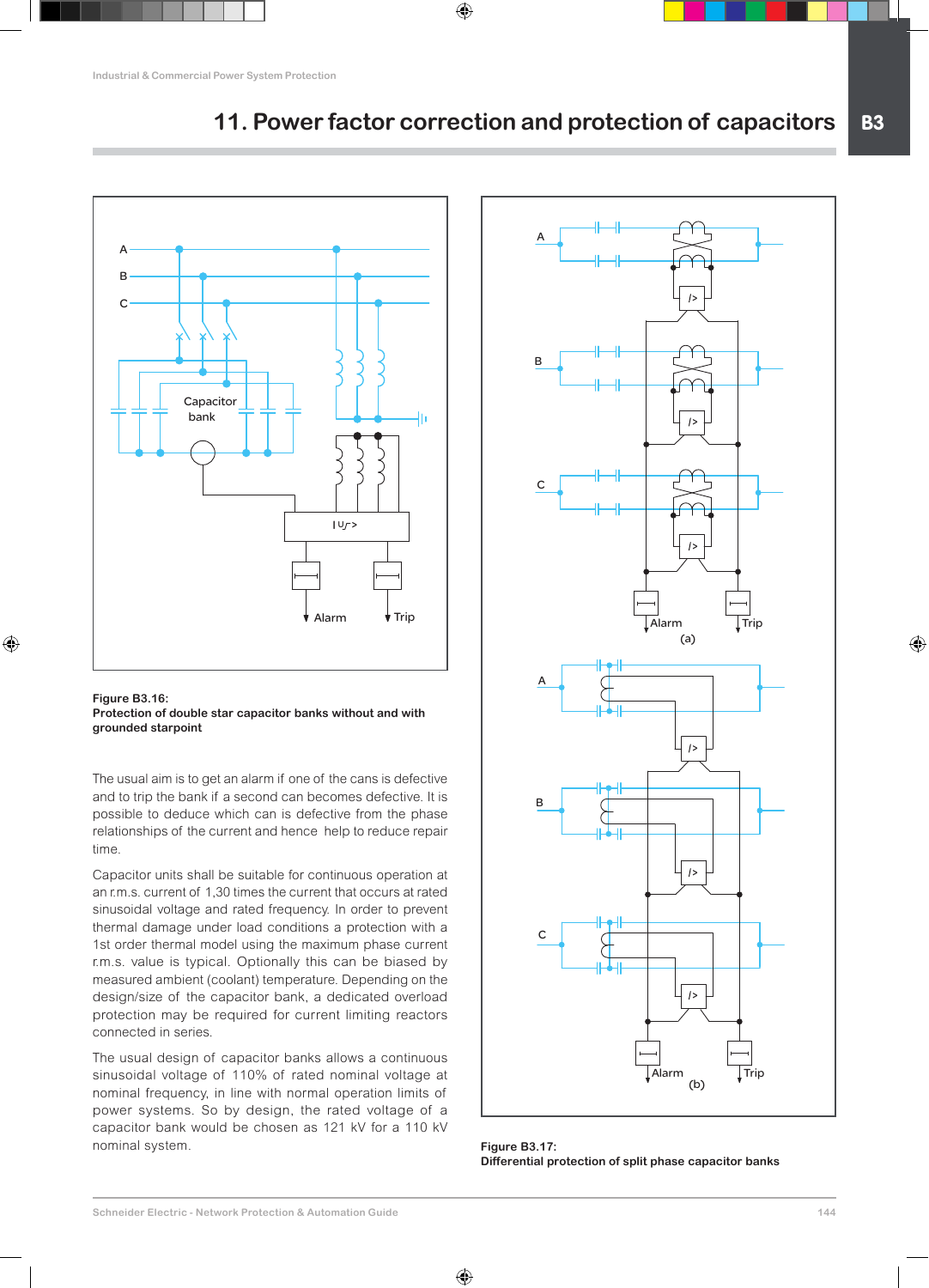## 11. Power factor correction and protection of capacitors

**Figure B3.16:**
**Protection of double star capacitor banks without and with grounded starpoint**

The usual aim is to get an alarm if one of the cans is defective and to trip the bank if a second can becomes defective. It is possible to deduce which can is defective from the phase relationships of the current and hence help to reduce repair time.

Capacitor units shall be suitable for continuous operation at an r.m.s. current of 1,30 times the current that occurs at rated sinusoidal voltage and rated frequency. In order to prevent thermal damage under load conditions a protection with a 1st order thermal model using the maximum phase current r.m.s. value is typical. Optionally this can be biased by measured ambient (coolant) temperature. Depending on the design/size of the capacitor bank, a dedicated overload protection may be required for current limiting reactors connected in series.

The usual design of capacitor banks allows a continuous sinusoidal voltage of 110% of rated nominal voltage at nominal frequency, in line with normal operation limits of power systems. So by design, the rated voltage of a capacitor bank would be chosen as 121 kV for a 110 kV nominal system.

**Figure B3.17:**
**Differential protection of split phase capacitor banks**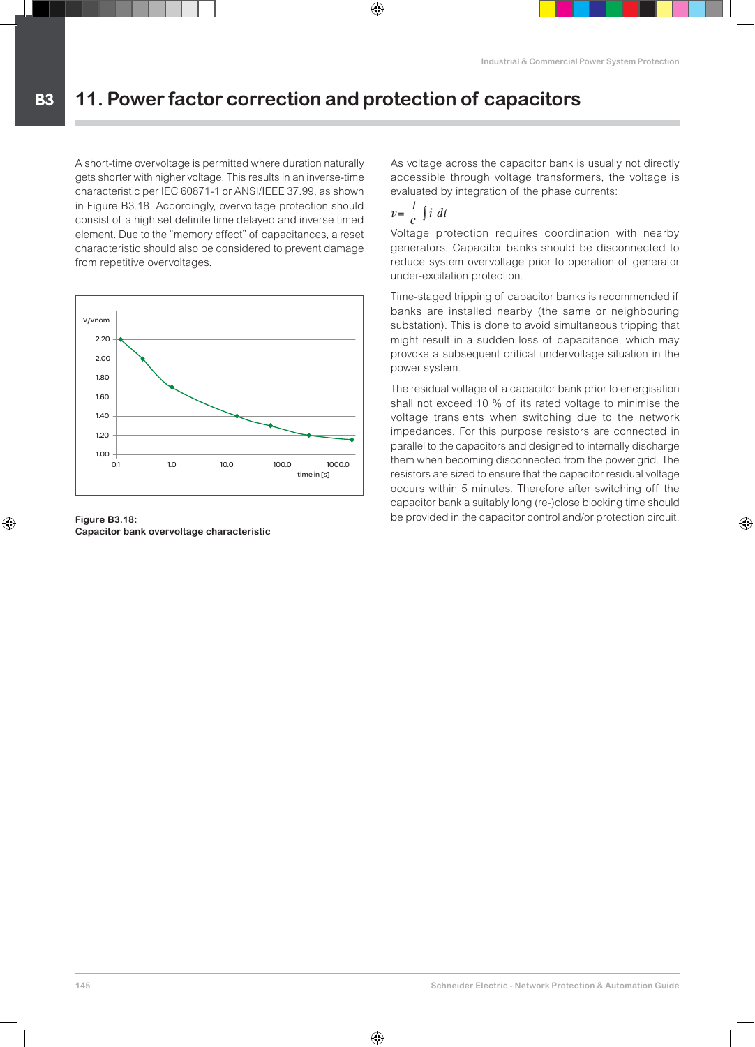# 11. Power factor correction and protection of capacitors

A short-time overvoltage is permitted where duration naturally gets shorter with higher voltage. This results in an inverse-time characteristic per IEC 60871-1 or ANSI/IEEE 37.99, as shown in Figure B3.18. Accordingly, overvoltage protection should consist of a high set definite time delayed and inverse timed element. Due to the "memory effect" of capacitances, a reset characteristic should also be considered to prevent damage from repetitive overvoltages.

V/Vnom

2.20
2.00
1.80
1.60
1.40
1.20
1.00

0.1
1.0
10.0
100.0
1000.0
time in [s]

**Figure B3.18:**
**Capacitor bank overvoltage characteristic**

As voltage across the capacitor bank is usually not directly accessible through voltage transformers, the voltage is evaluated by integration of the phase currents:

$$v = \frac{1}{c}\int i \, dt$$

Voltage protection requires coordination with nearby generators. Capacitor banks should be disconnected to reduce system overvoltage prior to operation of generator under-excitation protection.

Time-staged tripping of capacitor banks is recommended if banks are installed nearby (the same or neighbouring substation). This is done to avoid simultaneous tripping that might result in a sudden loss of capacitance, which may provoke a subsequent critical undervoltage situation in the power system.

The residual voltage of a capacitor bank prior to energisation shall not exceed 10 % of its rated voltage to minimise the voltage transients when switching due to the network impedances. For this purpose resistors are connected in parallel to the capacitors and designed to internally discharge them when becoming disconnected from the power grid. The resistors are sized to ensure that the capacitor residual voltage occurs within 5 minutes. Therefore after switching off the capacitor bank a suitably long (re-)close blocking time should be provided in the capacitor control and/or protection circuit.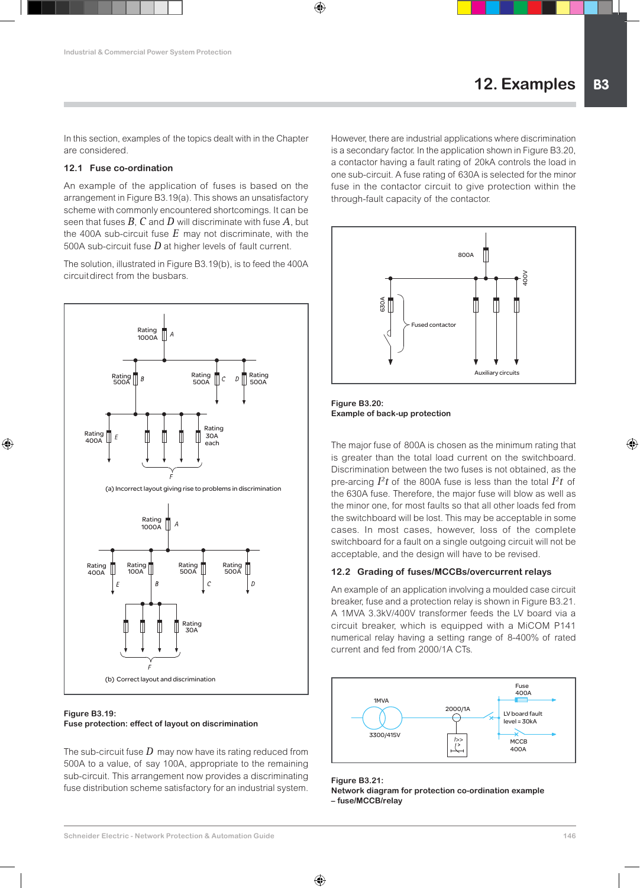## 12. Examples

In this section, examples of the topics dealt with in the Chapter are considered.

### 12.1 Fuse co-ordination

An example of the application of fuses is based on the arrangement in Figure B3.19(a). This shows an unsatisfactory scheme with commonly encountered shortcomings. It can be seen that fuses $B$, $C$ and $D$ will discriminate with fuse $A$, but the 400A sub-circuit fuse $E$ may not discriminate, with the 500A sub-circuit fuse $D$ at higher levels of fault current.

The solution, illustrated in Figure B3.19(b), is to feed the 400A circuit direct from the busbars.

Rating 1000A
A
Rating 500A
B
Rating 500A
C
D
Rating 500A
Rating 400A
E
Rating 30A each
F
(a) Incorrect layout giving rise to problems in discrimination

Rating 1000A
A
Rating 400A
Rating 100A
Rating 500A
Rating 500A
E
B
C
D
Rating 30A
F
(b) Correct layout and discrimination

**Figure B3.19:**
**Fuse protection: effect of layout on discrimination**

The sub-circuit fuse $D$ may now have its rating reduced from 500A to a value, of say 100A, appropriate to the remaining sub-circuit. This arrangement now provides a discriminating fuse distribution scheme satisfactory for an industrial system.

However, there are industrial applications where discrimination is a secondary factor. In the application shown in Figure B3.20, a contactor having a fault rating of 20kA controls the load in one sub-circuit. A fuse rating of 630A is selected for the minor fuse in the contactor circuit to give protection within the through-fault capacity of the contactor.

800A
400V
630A
Fused contactor
Auxiliary circuits

**Figure B3.20:**
**Example of back-up protection**

The major fuse of 800A is chosen as the minimum rating that is greater than the total load current on the switchboard. Discrimination between the two fuses is not obtained, as the pre-arcing $I^2t$ of the 800A fuse is less than the total $I^2t$ of the 630A fuse. Therefore, the major fuse will blow as well as the minor one, for most faults so that all other loads fed from the switchboard will be lost. This may be acceptable in some cases. In most cases, however, loss of the complete switchboard for a fault on a single outgoing circuit will not be acceptable, and the design will have to be revised.

### 12.2 Grading of fuses/MCCBs/overcurrent relays

An example of an application involving a moulded case circuit breaker, fuse and a protection relay is shown in Figure B3.21. A 1MVA 3.3kV/400V transformer feeds the LV board via a circuit breaker, which is equipped with a MiCOM P141 numerical relay having a setting range of 8-400% of rated current and fed from 2000/1A CTs.

1MVA
3300/415V
2000/1A
I>>
I>
Fuse
400A
LV board fault
level = 30kA
MCCB
400A

**Figure B3.21:**
**Network diagram for protection co-ordination example – fuse/MCCB/relay**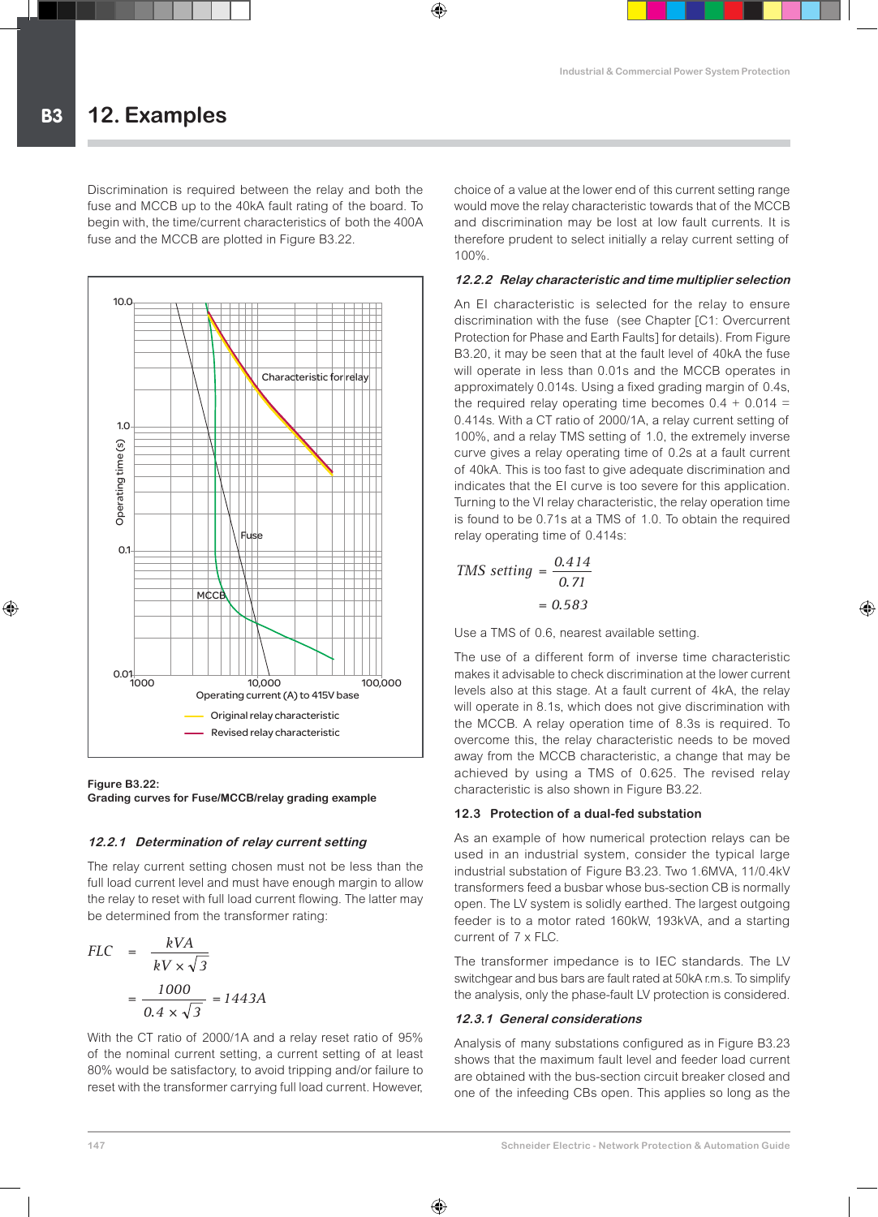# 12. Examples

Discrimination is required between the relay and both the fuse and MCCB up to the 40kA fault rating of the board. To begin with, the time/current characteristics of both the 400A fuse and the MCCB are plotted in Figure B3.22.

**Figure B3.22:**
**Grading curves for Fuse/MCCB/relay grading example**

### *12.2.1 Determination of relay current setting*

The relay current setting chosen must not be less than the full load current level and must have enough margin to allow the relay to reset with full load current flowing. The latter may be determined from the transformer rating:

$$FLC = \frac{kVA}{kV \times \sqrt{3}}$$

$$= \frac{1000}{0.4 \times \sqrt{3}} = 1443A$$

With the CT ratio of 2000/1A and a relay reset ratio of 95% of the nominal current setting, a current setting of at least 80% would be satisfactory, to avoid tripping and/or failure to reset with the transformer carrying full load current. However, choice of a value at the lower end of this current setting range would move the relay characteristic towards that of the MCCB and discrimination may be lost at low fault currents. It is therefore prudent to select initially a relay current setting of 100%.

### *12.2.2 Relay characteristic and time multiplier selection*

An EI characteristic is selected for the relay to ensure discrimination with the fuse (see Chapter [C1: Overcurrent Protection for Phase and Earth Faults] for details). From Figure B3.20, it may be seen that at the fault level of 40kA the fuse will operate in less than 0.01s and the MCCB operates in approximately 0.014s. Using a fixed grading margin of 0.4s, the required relay operating time becomes 0.4 + 0.014 = 0.414s. With a CT ratio of 2000/1A, a relay current setting of 100%, and a relay TMS setting of 1.0, the extremely inverse curve gives a relay operating time of 0.2s at a fault current of 40kA. This is too fast to give adequate discrimination and indicates that the EI curve is too severe for this application. Turning to the VI relay characteristic, the relay operation time is found to be 0.71s at a TMS of 1.0. To obtain the required relay operating time of 0.414s:

$$TMS \; setting = \frac{0.414}{0.71}$$

$$= 0.583$$

Use a TMS of 0.6, nearest available setting.

The use of a different form of inverse time characteristic makes it advisable to check discrimination at the lower current levels also at this stage. At a fault current of 4kA, the relay will operate in 8.1s, which does not give discrimination with the MCCB. A relay operation time of 8.3s is required. To overcome this, the relay characteristic needs to be moved away from the MCCB characteristic, a change that may be achieved by using a TMS of 0.625. The revised relay characteristic is also shown in Figure B3.22.

## 12.3 Protection of a dual-fed substation

As an example of how numerical protection relays can be used in an industrial system, consider the typical large industrial substation of Figure B3.23. Two 1.6MVA, 11/0.4kV transformers feed a busbar whose bus-section CB is normally open. The LV system is solidly earthed. The largest outgoing feeder is to a motor rated 160kW, 193kVA, and a starting current of 7 x FLC.

The transformer impedance is to IEC standards. The LV switchgear and bus bars are fault rated at 50kA r.m.s. To simplify the analysis, only the phase-fault LV protection is considered.

### *12.3.1 General considerations*

Analysis of many substations configured as in Figure B3.23 shows that the maximum fault level and feeder load current are obtained with the bus-section circuit breaker closed and one of the infeeding CBs open. This applies so long as the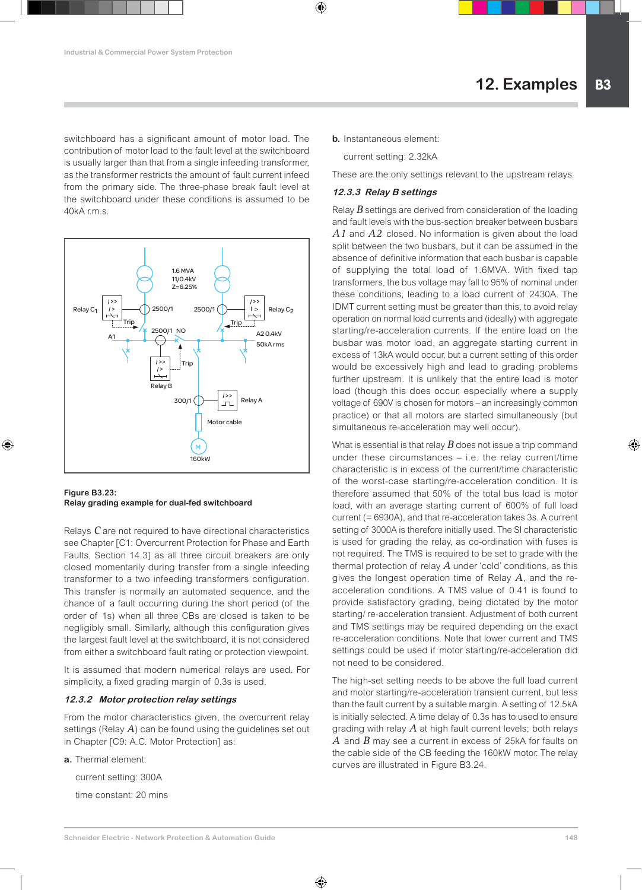switchboard has a significant amount of motor load. The contribution of motor load to the fault level at the switchboard is usually larger than that from a single infeeding transformer, as the transformer restricts the amount of fault current infeed from the primary side. The three-phase break fault level at the switchboard under these conditions is assumed to be 40kA r.m.s.

1.6 MVA
11/0.4kV
Z=6.25%
Relay $C_1$
Relay $C_2$
2500/1
2500/1
Trip
Trip
2500/1 NO
A1
A2 0.4kV
50kA rms
Relay B
Trip
300/1
Relay A
Motor cable
M
160kW

**Figure B3.23:**
**Relay grading example for dual-fed switchboard**

Relays $C$ are not required to have directional characteristics see Chapter [C1: Overcurrent Protection for Phase and Earth Faults, Section 14.3] as all three circuit breakers are only closed momentarily during transfer from a single infeeding transformer to a two infeeding transformers configuration. This transfer is normally an automated sequence, and the chance of a fault occurring during the short period (of the order of 1s) when all three CBs are closed is taken to be negligibly small. Similarly, although this configuration gives the largest fault level at the switchboard, it is not considered from either a switchboard fault rating or protection viewpoint.

It is assumed that modern numerical relays are used. For simplicity, a fixed grading margin of 0.3s is used.

### *12.3.2 Motor protection relay settings*

From the motor characteristics given, the overcurrent relay settings (Relay $A$) can be found using the guidelines set out in Chapter [C9: A.C. Motor Protection] as:

**a.** Thermal element:

current setting: 300A

time constant: 20 mins

**b.** Instantaneous element:

current setting: 2.32kA

These are the only settings relevant to the upstream relays.

### *12.3.3 Relay B settings*

Relay $B$ settings are derived from consideration of the loading and fault levels with the bus-section breaker between busbars $A1$ and $A2$ closed. No information is given about the load split between the two busbars, but it can be assumed in the absence of definitive information that each busbar is capable of supplying the total load of 1.6MVA. With fixed tap transformers, the bus voltage may fall to 95% of nominal under these conditions, leading to a load current of 2430A. The IDMT current setting must be greater than this, to avoid relay operation on normal load currents and (ideally) with aggregate starting/re-acceleration currents. If the entire load on the busbar was motor load, an aggregate starting current in excess of 13kA would occur, but a current setting of this order would be excessively high and lead to grading problems further upstream. It is unlikely that the entire load is motor load (though this does occur, especially where a supply voltage of 690V is chosen for motors – an increasingly common practice) or that all motors are started simultaneously (but simultaneous re-acceleration may well occur).

What is essential is that relay $B$ does not issue a trip command under these circumstances – i.e. the relay current/time characteristic is in excess of the current/time characteristic of the worst-case starting/re-acceleration condition. It is therefore assumed that 50% of the total bus load is motor load, with an average starting current of 600% of full load current (= 6930A), and that re-acceleration takes 3s. A current setting of 3000A is therefore initially used. The SI characteristic is used for grading the relay, as co-ordination with fuses is not required. The TMS is required to be set to grade with the thermal protection of relay $A$ under 'cold' conditions, as this gives the longest operation time of Relay $A$, and the re-acceleration conditions. A TMS value of 0.41 is found to provide satisfactory grading, being dictated by the motor starting/ re-acceleration transient. Adjustment of both current and TMS settings may be required depending on the exact re-acceleration conditions. Note that lower current and TMS settings could be used if motor starting/re-acceleration did not need to be considered.

The high-set setting needs to be above the full load current and motor starting/re-acceleration transient current, but less than the fault current by a suitable margin. A setting of 12.5kA is initially selected. A time delay of 0.3s has to used to ensure grading with relay $A$ at high fault current levels; both relays $A$ and $B$ may see a current in excess of 25kA for faults on the cable side of the CB feeding the 160kW motor. The relay curves are illustrated in Figure B3.24.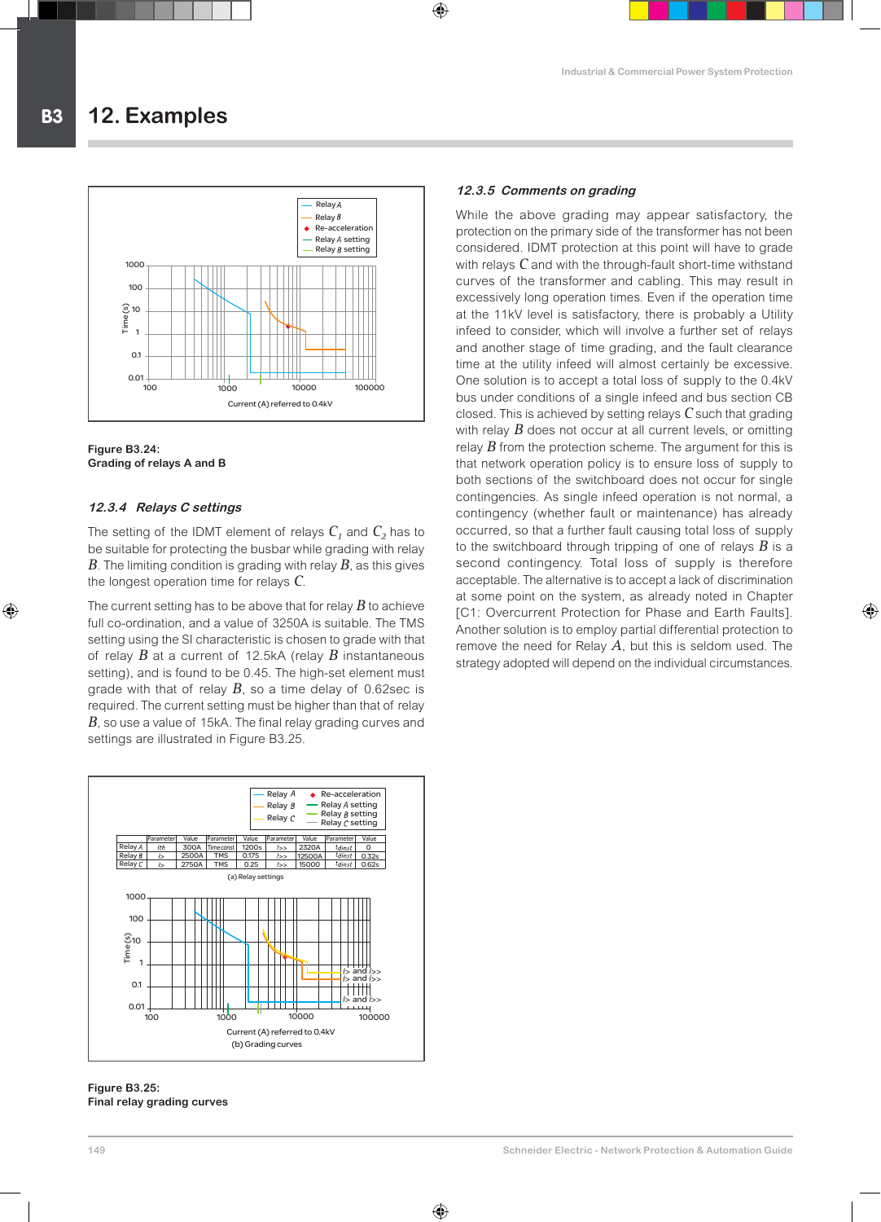## 12. Examples

Relay A
Relay B
Re-acceleration
Relay A setting
Relay B setting

1000
100
10
1
0.1
0.01
Time (s)
100
1000
10000
100000
Current (A) referred to 0.4kV

**Figure B3.24:**
**Grading of relays A and B**

### 12.3.4 Relays C settings

The setting of the IDMT element of relays $C_1$ and $C_2$ has to be suitable for protecting the busbar while grading with relay $B$. The limiting condition is grading with relay $B$, as this gives the longest operation time for relays $C$.

The current setting has to be above that for relay $B$ to achieve full co-ordination, and a value of 3250A is suitable. The TMS setting using the SI characteristic is chosen to grade with that of relay $B$ at a current of 12.5kA (relay $B$ instantaneous setting), and is found to be 0.45. The high-set element must grade with that of relay $B$, so a time delay of 0.62sec is required. The current setting must be higher than that of relay $B$, so use a value of 15kA. The final relay grading curves and settings are illustrated in Figure B3.25.

Relay A
Relay B
Relay C
Re-acceleration
Relay A setting
Relay B setting
Relay C setting

| | Parameter | Value | Parameter | Value | Parameter | Value | Parameter | Value |
|---|---|---|---|---|---|---|---|---|
| Relay A | Ith | 300A | Timeconst | 1200s | I>> | 2320A | $t_{dinst}$ | 0 |
| Relay B | I> | 2500A | TMS | 0.175 | I>> | 12500A | $t_{dinst}$ | 0.32s |
| Relay C | I> | 2750A | TMS | 0.25 | I>> | 15000 | $t_{dinst}$ | 0.62s |

(a) Relay settings

1000
100
10
1
0.1
0.01
Time (s)
100
1000
10000
100000
I> and I>>
I> and I>>
I> and I>>
Current (A) referred to 0.4kV
(b) Grading curves

**Figure B3.25:**
**Final relay grading curves**

### 12.3.5 Comments on grading

While the above grading may appear satisfactory, the protection on the primary side of the transformer has not been considered. IDMT protection at this point will have to grade with relays $C$ and with the through-fault short-time withstand curves of the transformer and cabling. This may result in excessively long operation times. Even if the operation time at the 11kV level is satisfactory, there is probably a Utility infeed to consider, which will involve a further set of relays and another stage of time grading, and the fault clearance time at the utility infeed will almost certainly be excessive. One solution is to accept a total loss of supply to the 0.4kV bus under conditions of a single infeed and bus section CB closed. This is achieved by setting relays $C$ such that grading with relay $B$ does not occur at all current levels, or omitting relay $B$ from the protection scheme. The argument for this is that network operation policy is to ensure loss of supply to both sections of the switchboard does not occur for single contingencies. As single infeed operation is not normal, a contingency (whether fault or maintenance) has already occurred, so that a further fault causing total loss of supply to the switchboard through tripping of one of relays $B$ is a second contingency. Total loss of supply is therefore acceptable. The alternative is to accept a lack of discrimination at some point on the system, as already noted in Chapter [C1: Overcurrent Protection for Phase and Earth Faults]. Another solution is to employ partial differential protection to remove the need for Relay $A$, but this is seldom used. The strategy adopted will depend on the individual circumstances.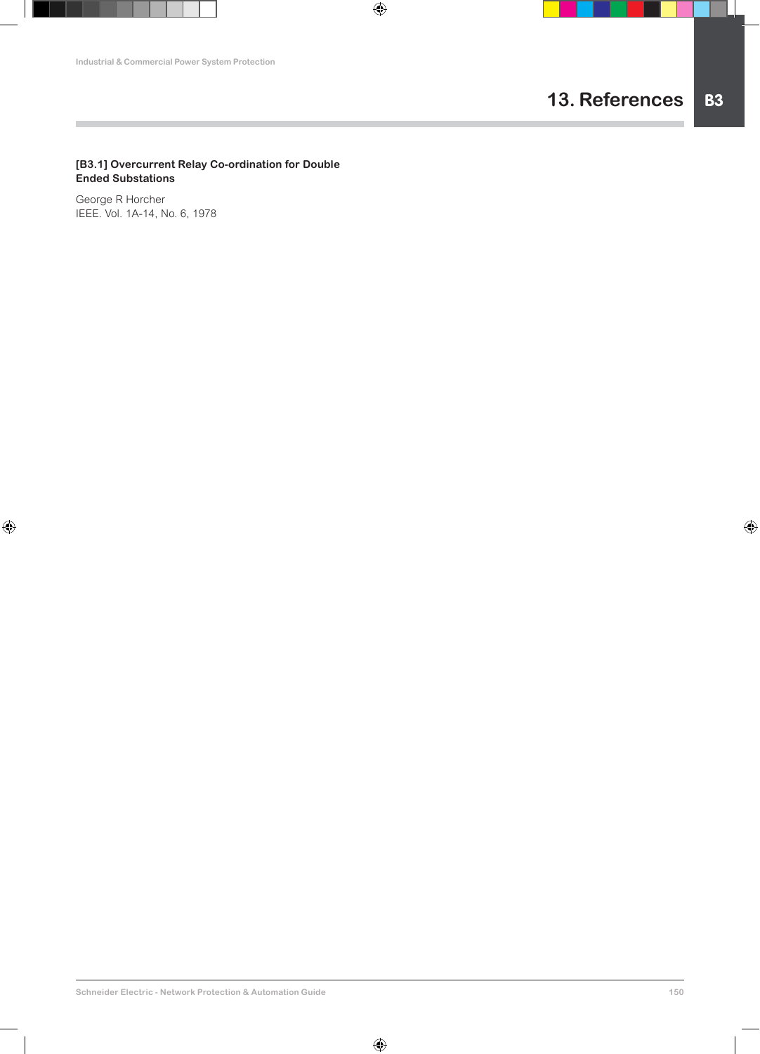# 13. References

**[B3.1] Overcurrent Relay Co-ordination for Double Ended Substations**

George R Horcher
IEEE. Vol. 1A-14, No. 6, 1978